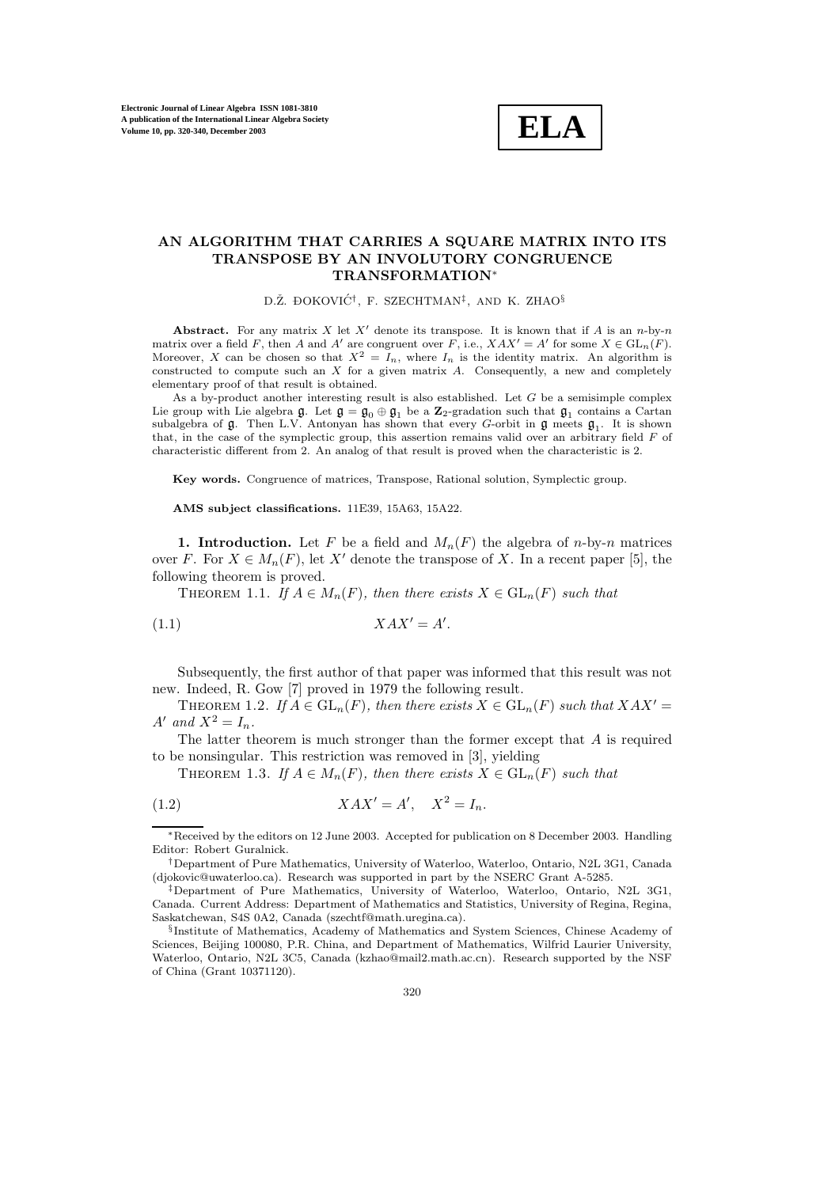# AN ALGORITHM THAT CARRIES A SQUARE MATRIX INTO ITS TRANSPOSE BY AN INVOLUTORY CONGRUENCE TRANSFORMATION*

D.Ž. ĐOKOVIĆ[†], F. SZECHTMAN[‡], AND K. ZHAO[§]

**Abstract.** For any matrix $X$ let $X'$ denote its transpose. It is known that if $A$ is an $n$-by-$n$ matrix over a field $F$, then $A$ and $A'$ are congruent over $F$, i.e., $XAX' = A'$ for some $X \in \mathrm{GL}_n(F)$. Moreover, $X$ can be chosen so that $X^2 = I_n$, where $I_n$ is the identity matrix. An algorithm is constructed to compute such an $X$ for a given matrix $A$. Consequently, a new and completely elementary proof of that result is obtained.

As a by-product another interesting result is also established. Let $G$ be a semisimple complex Lie group with Lie algebra $\mathfrak{g}$. Let $\mathfrak{g} = \mathfrak{g}_0 \oplus \mathfrak{g}_1$ be a $\mathbf{Z}_2$-gradation such that $\mathfrak{g}_1$ contains a Cartan subalgebra of $\mathfrak{g}$. Then L.V. Antonyan has shown that every $G$-orbit in $\mathfrak{g}$ meets $\mathfrak{g}_1$. It is shown that, in the case of the symplectic group, this assertion remains valid over an arbitrary field $F$ of characteristic different from 2. An analog of that result is proved when the characteristic is 2.

**Key words.** Congruence of matrices, Transpose, Rational solution, Symplectic group.

**AMS subject classifications.** 11E39, 15A63, 15A22.

**1. Introduction.** Let $F$ be a field and $M_n(F)$ the algebra of $n$-by-$n$ matrices over $F$. For $X \in M_n(F)$, let $X'$ denote the transpose of $X$. In a recent paper [5], the following theorem is proved.

THEOREM 1.1. *If $A \in M_n(F)$, then there exists $X \in \mathrm{GL}_n(F)$ such that*

$$XAX' = A'. \tag{1.1}$$

Subsequently, the first author of that paper was informed that this result was not new. Indeed, R. Gow [7] proved in 1979 the following result.

THEOREM 1.2. *If $A \in \mathrm{GL}_n(F)$, then there exists $X \in \mathrm{GL}_n(F)$ such that $XAX' = A'$ and $X^2 = I_n$.*

The latter theorem is much stronger than the former except that $A$ is required to be nonsingular. This restriction was removed in [3], yielding

THEOREM 1.3. *If $A \in M_n(F)$, then there exists $X \in \mathrm{GL}_n(F)$ such that*

$$XAX' = A', \quad X^2 = I_n. \tag{1.2}$$

---

*Received by the editors on 12 June 2003. Accepted for publication on 8 December 2003. Handling Editor: Robert Guralnick.

[†]Department of Pure Mathematics, University of Waterloo, Waterloo, Ontario, N2L 3G1, Canada (djokovic@uwaterloo.ca). Research was supported in part by the NSERC Grant A-5285.

[‡]Department of Pure Mathematics, University of Waterloo, Waterloo, Ontario, N2L 3G1, Canada. Current Address: Department of Mathematics and Statistics, University of Regina, Regina, Saskatchewan, S4S 0A2, Canada (szechtf@math.uregina.ca).

[§]Institute of Mathematics, Academy of Mathematics and System Sciences, Chinese Academy of Sciences, Beijing 100080, P.R. China, and Department of Mathematics, Wilfrid Laurier University, Waterloo, Ontario, N2L 3C5, Canada (kzhao@mail2.math.ac.cn). Research supported by the NSF of China (Grant 10371120).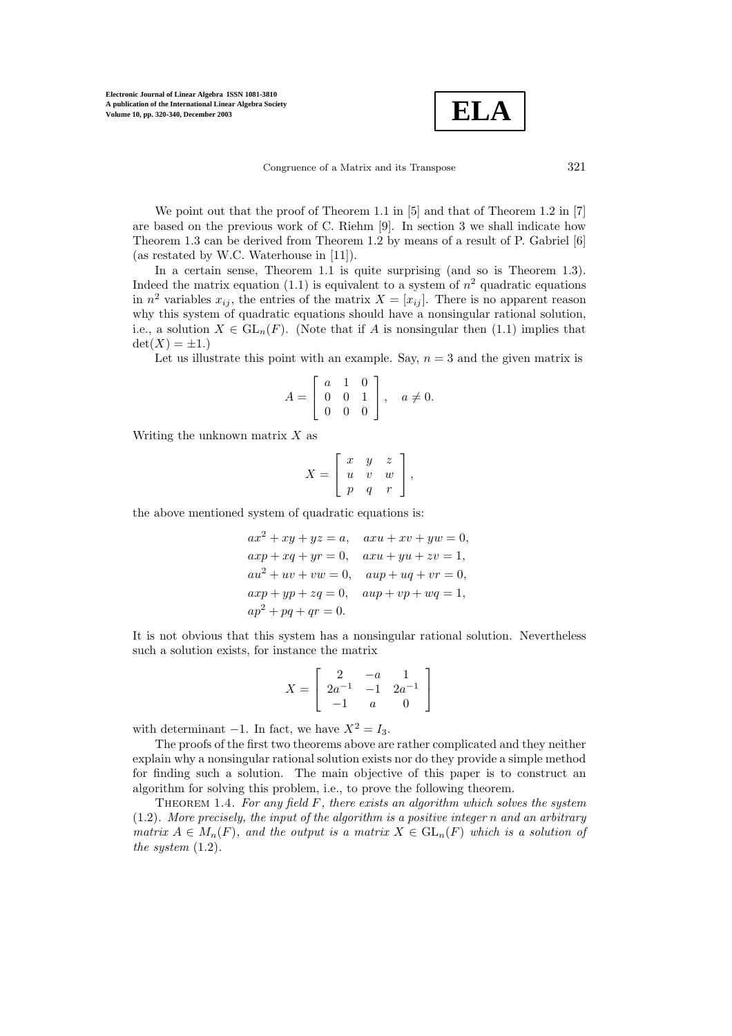We point out that the proof of Theorem 1.1 in [5] and that of Theorem 1.2 in [7] are based on the previous work of C. Riehm [9]. In section 3 we shall indicate how Theorem 1.3 can be derived from Theorem 1.2 by means of a result of P. Gabriel [6] (as restated by W.C. Waterhouse in [11]).

In a certain sense, Theorem 1.1 is quite surprising (and so is Theorem 1.3). Indeed the matrix equation (1.1) is equivalent to a system of $n^2$ quadratic equations in $n^2$ variables $x_{ij}$, the entries of the matrix $X = [x_{ij}]$. There is no apparent reason why this system of quadratic equations should have a nonsingular rational solution, i.e., a solution $X \in \mathrm{GL}_n(F)$. (Note that if $A$ is nonsingular then (1.1) implies that $\det(X) = \pm 1$.)

Let us illustrate this point with an example. Say, $n = 3$ and the given matrix is

$$A = \begin{bmatrix} a & 1 & 0 \\ 0 & 0 & 1 \\ 0 & 0 & 0 \end{bmatrix}, \quad a \neq 0.$$

Writing the unknown matrix $X$ as

$$X = \begin{bmatrix} x & y & z \\ u & v & w \\ p & q & r \end{bmatrix},$$

the above mentioned system of quadratic equations is:

$$\begin{aligned} &ax^2 + xy + yz = a, \quad axu + xv + yw = 0, \\ &axp + xq + yr = 0, \quad axu + yu + zv = 1, \\ &au^2 + uv + vw = 0, \quad aup + uq + vr = 0, \\ &axp + yp + zq = 0, \quad aup + vp + wq = 1, \\ &ap^2 + pq + qr = 0. \end{aligned}$$

It is not obvious that this system has a nonsingular rational solution. Nevertheless such a solution exists, for instance the matrix

$$X = \begin{bmatrix} 2 & -a & 1 \\ 2a^{-1} & -1 & 2a^{-1} \\ -1 & a & 0 \end{bmatrix}$$

with determinant $-1$. In fact, we have $X^2 = I_3$.

The proofs of the first two theorems above are rather complicated and they neither explain why a nonsingular rational solution exists nor do they provide a simple method for finding such a solution. The main objective of this paper is to construct an algorithm for solving this problem, i.e., to prove the following theorem.

Theorem 1.4. *For any field $F$, there exists an algorithm which solves the system* (1.2). *More precisely, the input of the algorithm is a positive integer $n$ and an arbitrary matrix $A \in M_n(F)$, and the output is a matrix $X \in \mathrm{GL}_n(F)$ which is a solution of the system* (1.2).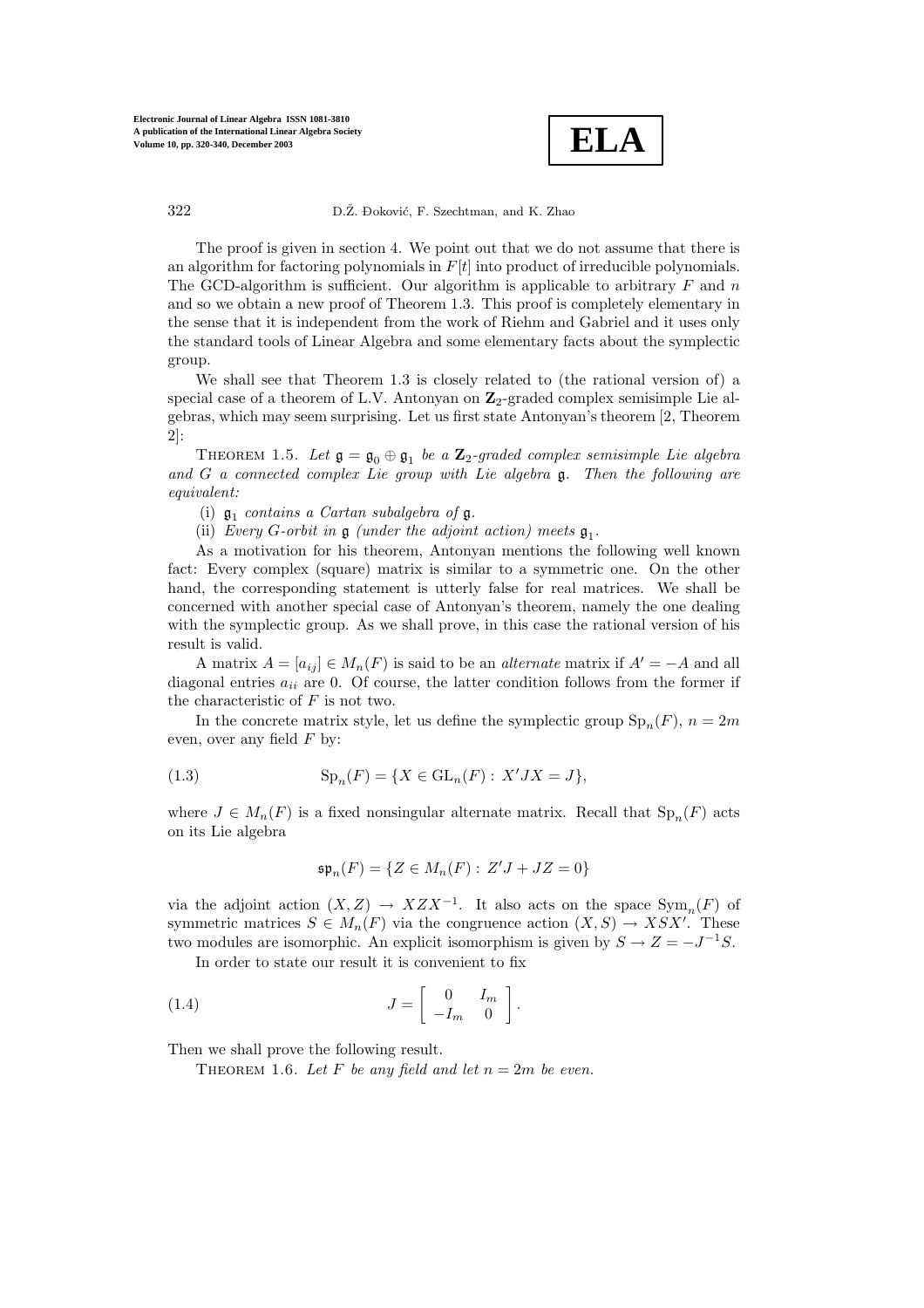The proof is given in section 4. We point out that we do not assume that there is an algorithm for factoring polynomials in $F[t]$ into product of irreducible polynomials. The GCD-algorithm is sufficient. Our algorithm is applicable to arbitrary $F$ and $n$ and so we obtain a new proof of Theorem 1.3. This proof is completely elementary in the sense that it is independent from the work of Riehm and Gabriel and it uses only the standard tools of Linear Algebra and some elementary facts about the symplectic group.

We shall see that Theorem 1.3 is closely related to (the rational version of) a special case of a theorem of L.V. Antonyan on $\mathbf{Z}_2$-graded complex semisimple Lie algebras, which may seem surprising. Let us first state Antonyan's theorem [2, Theorem 2]:

THEOREM 1.5. *Let $\mathfrak{g} = \mathfrak{g}_0 \oplus \mathfrak{g}_1$ be a $\mathbf{Z}_2$-graded complex semisimple Lie algebra and $G$ a connected complex Lie group with Lie algebra $\mathfrak{g}$. Then the following are equivalent:*

(i) *$\mathfrak{g}_1$ contains a Cartan subalgebra of $\mathfrak{g}$.*

(ii) *Every $G$-orbit in $\mathfrak{g}$ (under the adjoint action) meets $\mathfrak{g}_1$.*

As a motivation for his theorem, Antonyan mentions the following well known fact: Every complex (square) matrix is similar to a symmetric one. On the other hand, the corresponding statement is utterly false for real matrices. We shall be concerned with another special case of Antonyan's theorem, namely the one dealing with the symplectic group. As we shall prove, in this case the rational version of his result is valid.

A matrix $A = [a_{ij}] \in M_n(F)$ is said to be an *alternate* matrix if $A' = -A$ and all diagonal entries $a_{ii}$ are 0. Of course, the latter condition follows from the former if the characteristic of $F$ is not two.

In the concrete matrix style, let us define the symplectic group $\mathrm{Sp}_n(F)$, $n = 2m$ even, over any field $F$ by:

$$\mathrm{Sp}_n(F) = \{X \in \mathrm{GL}_n(F) : X'JX = J\}, \tag{1.3}$$

where $J \in M_n(F)$ is a fixed nonsingular alternate matrix. Recall that $\mathrm{Sp}_n(F)$ acts on its Lie algebra

$$\mathfrak{sp}_n(F) = \{Z \in M_n(F) : Z'J + JZ = 0\}$$

via the adjoint action $(X, Z) \to XZX^{-1}$. It also acts on the space $\mathrm{Sym}_n(F)$ of symmetric matrices $S \in M_n(F)$ via the congruence action $(X, S) \to XSX'$. These two modules are isomorphic. An explicit isomorphism is given by $S \to Z = -J^{-1}S$.

In order to state our result it is convenient to fix

$$J = \begin{bmatrix} 0 & I_m \\ -I_m & 0 \end{bmatrix}. \tag{1.4}$$

Then we shall prove the following result.

THEOREM 1.6. *Let $F$ be any field and let $n = 2m$ be even.*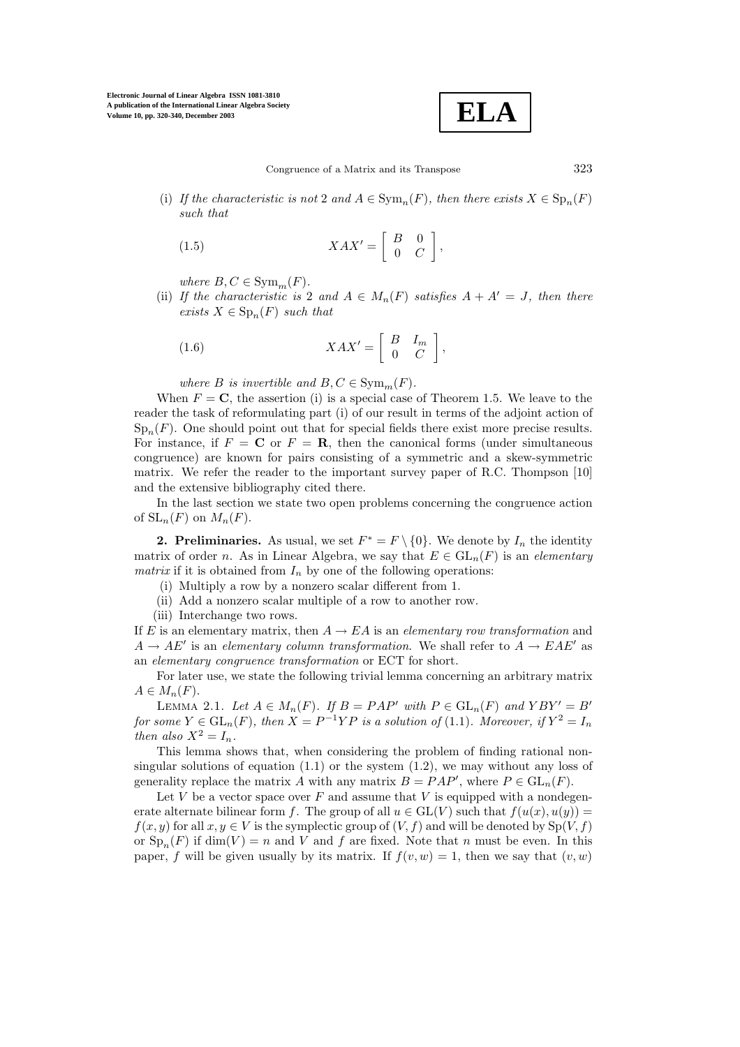(i) *If the characteristic is not* 2 *and* $A \in \mathrm{Sym}_n(F)$*, then there exists* $X \in \mathrm{Sp}_n(F)$ *such that*

$$XAX' = \begin{bmatrix} B & 0 \\ 0 & C \end{bmatrix}, \tag{1.5}$$

*where* $B, C \in \mathrm{Sym}_m(F)$.

(ii) *If the characteristic is* 2 *and* $A \in M_n(F)$ *satisfies* $A + A' = J$*, then there exists* $X \in \mathrm{Sp}_n(F)$ *such that*

$$XAX' = \begin{bmatrix} B & I_m \\ 0 & C \end{bmatrix}, \tag{1.6}$$

*where* $B$ *is invertible and* $B, C \in \mathrm{Sym}_m(F)$.

When $F = \mathbf{C}$, the assertion (i) is a special case of Theorem 1.5. We leave to the reader the task of reformulating part (i) of our result in terms of the adjoint action of $\mathrm{Sp}_n(F)$. One should point out that for special fields there exist more precise results. For instance, if $F = \mathbf{C}$ or $F = \mathbf{R}$, then the canonical forms (under simultaneous congruence) are known for pairs consisting of a symmetric and a skew-symmetric matrix. We refer the reader to the important survey paper of R.C. Thompson [10] and the extensive bibliography cited there.

In the last section we state two open problems concerning the congruence action of $\mathrm{SL}_n(F)$ on $M_n(F)$.

## 2. Preliminaries.

As usual, we set $F^* = F \setminus \{0\}$. We denote by $I_n$ the identity matrix of order $n$. As in Linear Algebra, we say that $E \in \mathrm{GL}_n(F)$ is an *elementary matrix* if it is obtained from $I_n$ by one of the following operations:

(i) Multiply a row by a nonzero scalar different from 1.
(ii) Add a nonzero scalar multiple of a row to another row.
(iii) Interchange two rows.

If $E$ is an elementary matrix, then $A \to EA$ is an *elementary row transformation* and $A \to AE'$ is an *elementary column transformation*. We shall refer to $A \to EAE'$ as an *elementary congruence transformation* or ECT for short.

For later use, we state the following trivial lemma concerning an arbitrary matrix $A \in M_n(F)$.

LEMMA 2.1. *Let* $A \in M_n(F)$*. If* $B = PAP'$ *with* $P \in \mathrm{GL}_n(F)$ *and* $YBY' = B'$ *for some* $Y \in \mathrm{GL}_n(F)$*, then* $X = P^{-1}YP$ *is a solution of* (1.1)*. Moreover, if* $Y^2 = I_n$ *then also* $X^2 = I_n$.

This lemma shows that, when considering the problem of finding rational nonsingular solutions of equation (1.1) or the system (1.2), we may without any loss of generality replace the matrix $A$ with any matrix $B = PAP'$, where $P \in \mathrm{GL}_n(F)$.

Let $V$ be a vector space over $F$ and assume that $V$ is equipped with a nondegenerate alternate bilinear form $f$. The group of all $u \in \mathrm{GL}(V)$ such that $f(u(x), u(y)) = f(x, y)$ for all $x, y \in V$ is the symplectic group of $(V, f)$ and will be denoted by $\mathrm{Sp}(V, f)$ or $\mathrm{Sp}_n(F)$ if $\dim(V) = n$ and $V$ and $f$ are fixed. Note that $n$ must be even. In this paper, $f$ will be given usually by its matrix. If $f(v, w) = 1$, then we say that $(v, w)$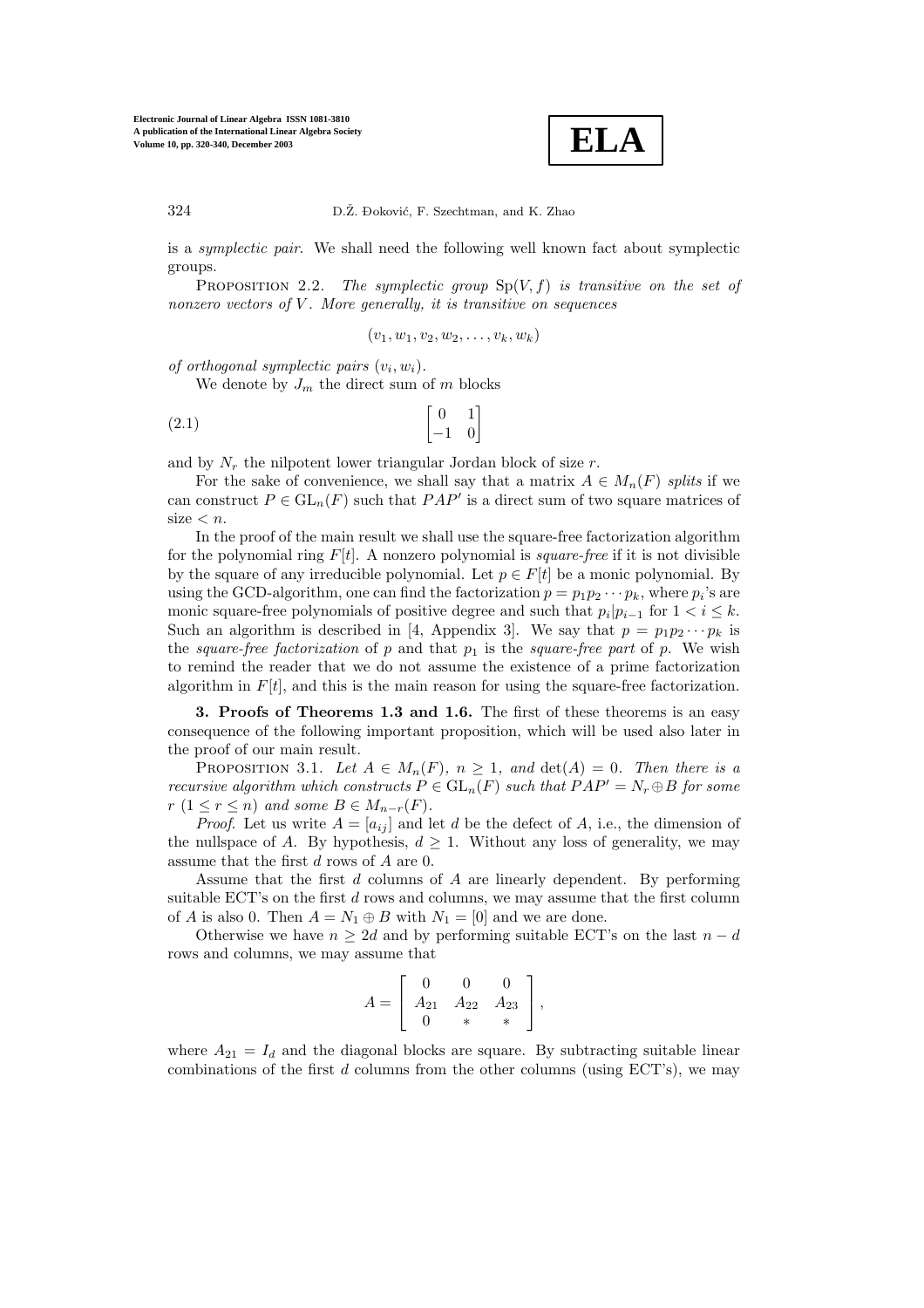is a *symplectic pair*. We shall need the following well known fact about symplectic groups.

Proposition 2.2. *The symplectic group* $\mathrm{Sp}(V,f)$ *is transitive on the set of nonzero vectors of* $V$*. More generally, it is transitive on sequences*

$$(v_1, w_1, v_2, w_2, \ldots, v_k, w_k)$$

*of orthogonal symplectic pairs* $(v_i, w_i)$*.*

We denote by $J_m$ the direct sum of $m$ blocks

$$\begin{bmatrix} 0 & 1 \\ -1 & 0 \end{bmatrix} \tag{2.1}$$

and by $N_r$ the nilpotent lower triangular Jordan block of size $r$.

For the sake of convenience, we shall say that a matrix $A \in M_n(F)$ *splits* if we can construct $P \in \mathrm{GL}_n(F)$ such that $PAP'$ is a direct sum of two square matrices of size $< n$.

In the proof of the main result we shall use the square-free factorization algorithm for the polynomial ring $F[t]$. A nonzero polynomial is *square-free* if it is not divisible by the square of any irreducible polynomial. Let $p \in F[t]$ be a monic polynomial. By using the GCD-algorithm, one can find the factorization $p = p_1 p_2 \cdots p_k$, where $p_i$'s are monic square-free polynomials of positive degree and such that $p_i | p_{i-1}$ for $1 < i \leq k$. Such an algorithm is described in [4, Appendix 3]. We say that $p = p_1 p_2 \cdots p_k$ is the *square-free factorization* of $p$ and that $p_1$ is the *square-free part* of $p$. We wish to remind the reader that we do not assume the existence of a prime factorization algorithm in $F[t]$, and this is the main reason for using the square-free factorization.

**3. Proofs of Theorems 1.3 and 1.6.** The first of these theorems is an easy consequence of the following important proposition, which will be used also later in the proof of our main result.

Proposition 3.1. *Let* $A \in M_n(F)$*,* $n \geq 1$*, and* $\det(A) = 0$*. Then there is a recursive algorithm which constructs* $P \in \mathrm{GL}_n(F)$ *such that* $PAP' = N_r \oplus B$ *for some* $r$ $(1 \leq r \leq n)$ *and some* $B \in M_{n-r}(F)$*.*

*Proof.* Let us write $A = [a_{ij}]$ and let $d$ be the defect of $A$, i.e., the dimension of the nullspace of $A$. By hypothesis, $d \geq 1$. Without any loss of generality, we may assume that the first $d$ rows of $A$ are 0.

Assume that the first $d$ columns of $A$ are linearly dependent. By performing suitable ECT's on the first $d$ rows and columns, we may assume that the first column of $A$ is also 0. Then $A = N_1 \oplus B$ with $N_1 = [0]$ and we are done.

Otherwise we have $n \geq 2d$ and by performing suitable ECT's on the last $n - d$ rows and columns, we may assume that

$$A = \begin{bmatrix} 0 & 0 & 0 \\ A_{21} & A_{22} & A_{23} \\ 0 & * & * \end{bmatrix},$$

where $A_{21} = I_d$ and the diagonal blocks are square. By subtracting suitable linear combinations of the first $d$ columns from the other columns (using ECT's), we may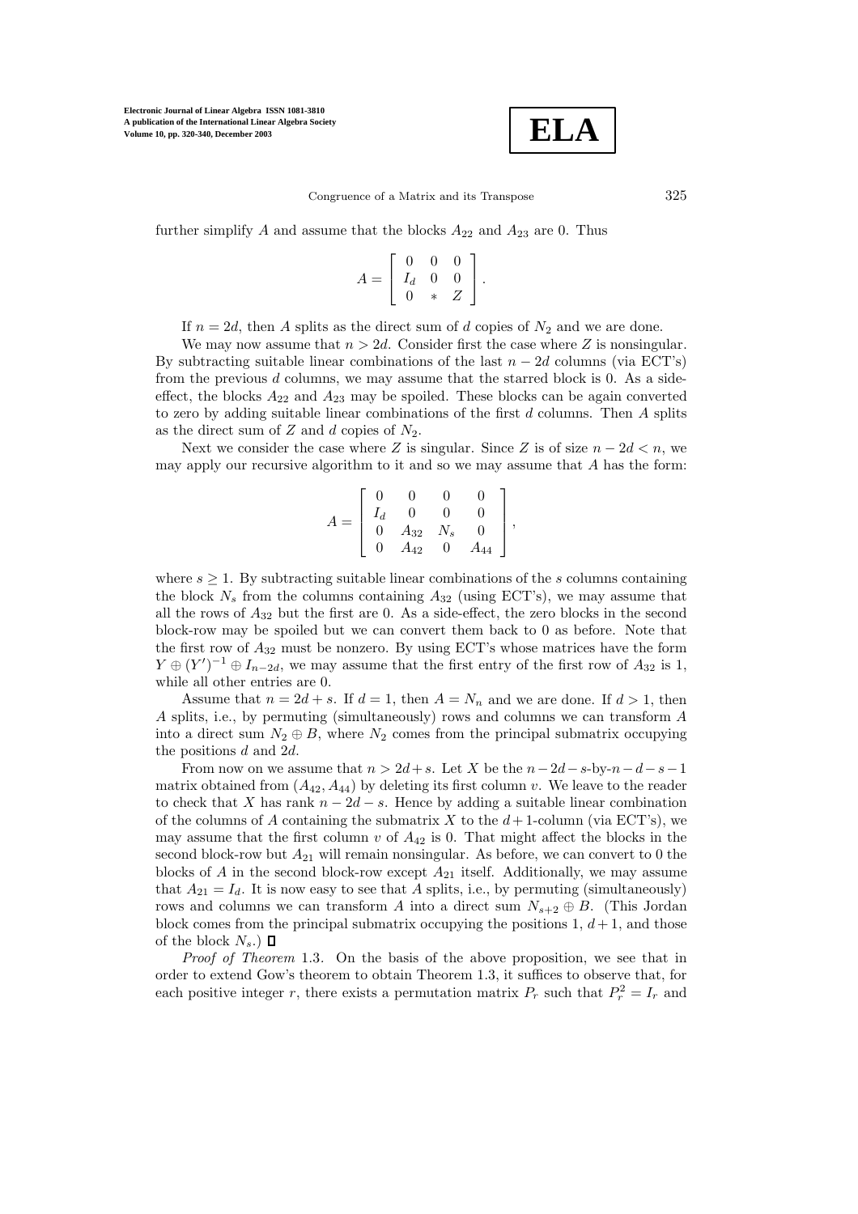further simplify $A$ and assume that the blocks $A_{22}$ and $A_{23}$ are 0. Thus

$$A = \begin{bmatrix} 0 & 0 & 0 \\ I_d & 0 & 0 \\ 0 & * & Z \end{bmatrix}.$$

If $n = 2d$, then $A$ splits as the direct sum of $d$ copies of $N_2$ and we are done.

We may now assume that $n > 2d$. Consider first the case where $Z$ is nonsingular. By subtracting suitable linear combinations of the last $n - 2d$ columns (via ECT's) from the previous $d$ columns, we may assume that the starred block is 0. As a side-effect, the blocks $A_{22}$ and $A_{23}$ may be spoiled. These blocks can be again converted to zero by adding suitable linear combinations of the first $d$ columns. Then $A$ splits as the direct sum of $Z$ and $d$ copies of $N_2$.

Next we consider the case where $Z$ is singular. Since $Z$ is of size $n - 2d < n$, we may apply our recursive algorithm to it and so we may assume that $A$ has the form:

$$A = \begin{bmatrix} 0 & 0 & 0 & 0 \\ I_d & 0 & 0 & 0 \\ 0 & A_{32} & N_s & 0 \\ 0 & A_{42} & 0 & A_{44} \end{bmatrix},$$

where $s \geq 1$. By subtracting suitable linear combinations of the $s$ columns containing the block $N_s$ from the columns containing $A_{32}$ (using ECT's), we may assume that all the rows of $A_{32}$ but the first are 0. As a side-effect, the zero blocks in the second block-row may be spoiled but we can convert them back to 0 as before. Note that the first row of $A_{32}$ must be nonzero. By using ECT's whose matrices have the form $Y \oplus (Y')^{-1} \oplus I_{n-2d}$, we may assume that the first entry of the first row of $A_{32}$ is 1, while all other entries are 0.

Assume that $n = 2d + s$. If $d = 1$, then $A = N_n$ and we are done. If $d > 1$, then $A$ splits, i.e., by permuting (simultaneously) rows and columns we can transform $A$ into a direct sum $N_2 \oplus B$, where $N_2$ comes from the principal submatrix occupying the positions $d$ and $2d$.

From now on we assume that $n > 2d + s$. Let $X$ be the $n-2d-s$-by-$n-d-s-1$ matrix obtained from $(A_{42}, A_{44})$ by deleting its first column $v$. We leave to the reader to check that $X$ has rank $n - 2d - s$. Hence by adding a suitable linear combination of the columns of $A$ containing the submatrix $X$ to the $d+1$-column (via ECT's), we may assume that the first column $v$ of $A_{42}$ is 0. That might affect the blocks in the second block-row but $A_{21}$ will remain nonsingular. As before, we can convert to 0 the blocks of $A$ in the second block-row except $A_{21}$ itself. Additionally, we may assume that $A_{21} = I_d$. It is now easy to see that $A$ splits, i.e., by permuting (simultaneously) rows and columns we can transform $A$ into a direct sum $N_{s+2} \oplus B$. (This Jordan block comes from the principal submatrix occupying the positions 1, $d+1$, and those of the block $N_s$.) ◻

*Proof of Theorem* 1.3. On the basis of the above proposition, we see that in order to extend Gow's theorem to obtain Theorem 1.3, it suffices to observe that, for each positive integer $r$, there exists a permutation matrix $P_r$ such that $P_r^2 = I_r$ and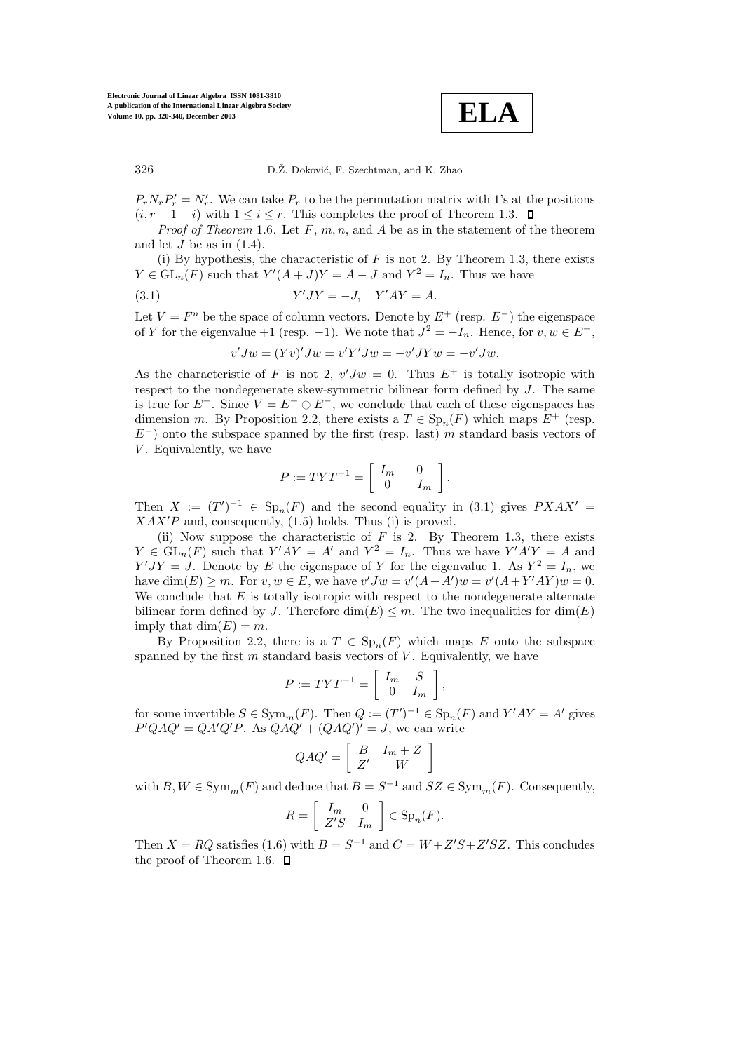$P_r N_r P_r' = N_r'$. We can take $P_r$ to be the permutation matrix with 1's at the positions $(i, r+1-i)$ with $1 \leq i \leq r$. This completes the proof of Theorem 1.3. □

*Proof of Theorem* 1.6. Let $F$, $m, n$, and $A$ be as in the statement of the theorem and let $J$ be as in (1.4).

(i) By hypothesis, the characteristic of $F$ is not 2. By Theorem 1.3, there exists $Y \in \mathrm{GL}_n(F)$ such that $Y'(A+J)Y = A - J$ and $Y^2 = I_n$. Thus we have

$$Y'JY = -J, \quad Y'AY = A. \tag{3.1}$$

Let $V = F^n$ be the space of column vectors. Denote by $E^+$ (resp. $E^-$) the eigenspace of $Y$ for the eigenvalue $+1$ (resp. $-1$). We note that $J^2 = -I_n$. Hence, for $v, w \in E^+$,

$$v'Jw = (Yv)'Jw = v'Y'Jw = -v'JYw = -v'Jw.$$

As the characteristic of $F$ is not 2, $v'Jw = 0$. Thus $E^+$ is totally isotropic with respect to the nondegenerate skew-symmetric bilinear form defined by $J$. The same is true for $E^-$. Since $V = E^+ \oplus E^-$, we conclude that each of these eigenspaces has dimension $m$. By Proposition 2.2, there exists a $T \in \mathrm{Sp}_n(F)$ which maps $E^+$ (resp. $E^-$) onto the subspace spanned by the first (resp. last) $m$ standard basis vectors of $V$. Equivalently, we have

$$P := TYT^{-1} = \begin{bmatrix} I_m & 0 \\ 0 & -I_m \end{bmatrix}.$$

Then $X := (T')^{-1} \in \mathrm{Sp}_n(F)$ and the second equality in (3.1) gives $PXAX' = XAX'P$ and, consequently, (1.5) holds. Thus (i) is proved.

(ii) Now suppose the characteristic of $F$ is 2. By Theorem 1.3, there exists $Y \in \mathrm{GL}_n(F)$ such that $Y'AY = A'$ and $Y^2 = I_n$. Thus we have $Y'A'Y = A$ and $Y'JY = J$. Denote by $E$ the eigenspace of $Y$ for the eigenvalue 1. As $Y^2 = I_n$, we have $\dim(E) \geq m$. For $v, w \in E$, we have $v'Jw = v'(A+A')w = v'(A+Y'AY)w = 0$. We conclude that $E$ is totally isotropic with respect to the nondegenerate alternate bilinear form defined by $J$. Therefore $\dim(E) \leq m$. The two inequalities for $\dim(E)$ imply that $\dim(E) = m$.

By Proposition 2.2, there is a $T \in \mathrm{Sp}_n(F)$ which maps $E$ onto the subspace spanned by the first $m$ standard basis vectors of $V$. Equivalently, we have

$$P := TYT^{-1} = \begin{bmatrix} I_m & S \\ 0 & I_m \end{bmatrix},$$

for some invertible $S \in \mathrm{Sym}_m(F)$. Then $Q := (T')^{-1} \in \mathrm{Sp}_n(F)$ and $Y'AY = A'$ gives $P'QAQ' = QA'Q'P$. As $QAQ' + (QAQ')' = J$, we can write

$$QAQ' = \begin{bmatrix} B & I_m + Z \\ Z' & W \end{bmatrix}$$

with $B, W \in \mathrm{Sym}_m(F)$ and deduce that $B = S^{-1}$ and $SZ \in \mathrm{Sym}_m(F)$. Consequently,

$$R = \begin{bmatrix} I_m & 0 \\ Z'S & I_m \end{bmatrix} \in \mathrm{Sp}_n(F).$$

Then $X = RQ$ satisfies (1.6) with $B = S^{-1}$ and $C = W + Z'S + Z'SZ$. This concludes the proof of Theorem 1.6. □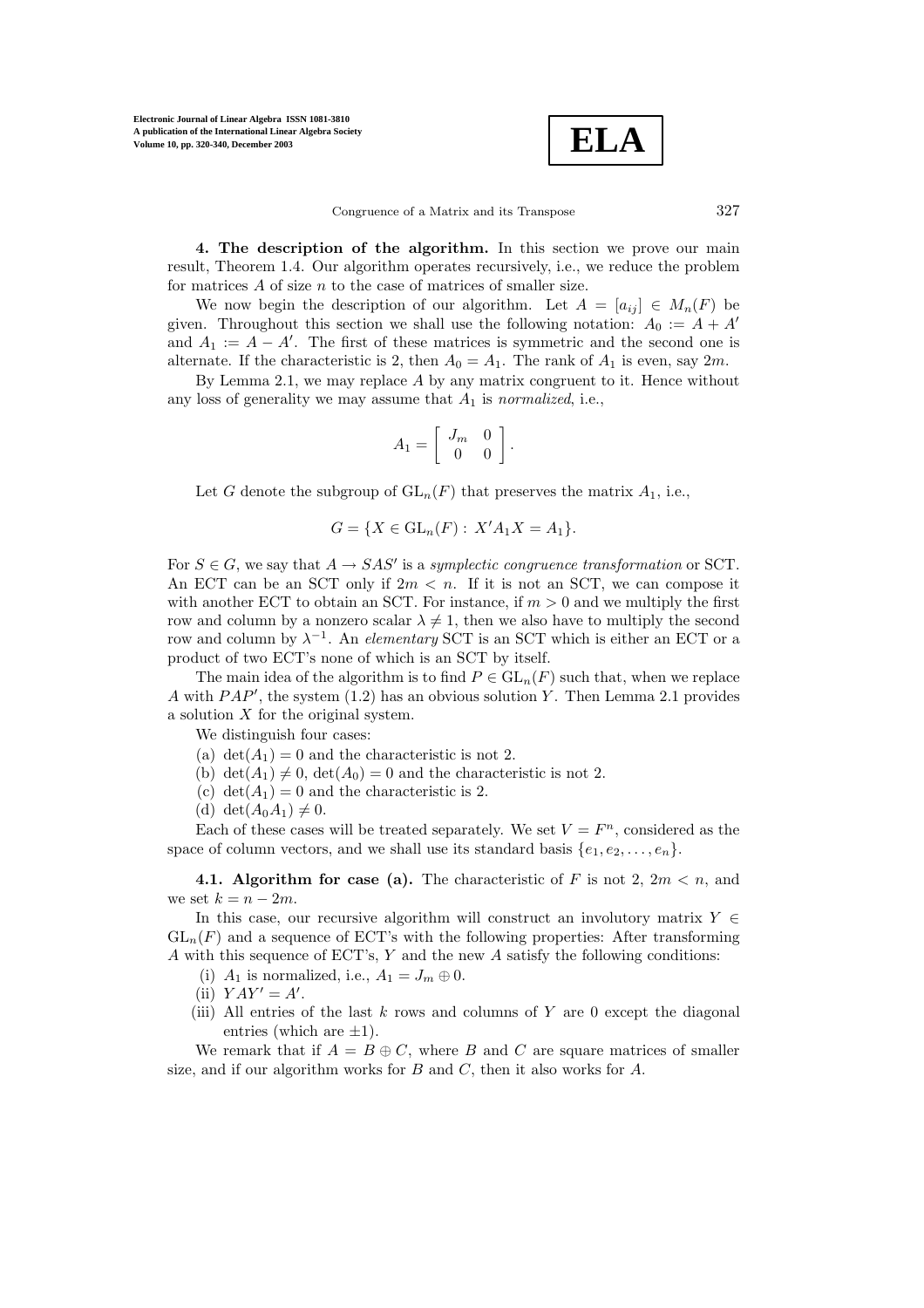**4. The description of the algorithm.** In this section we prove our main result, Theorem 1.4. Our algorithm operates recursively, i.e., we reduce the problem for matrices $A$ of size $n$ to the case of matrices of smaller size.

We now begin the description of our algorithm. Let $A = [a_{ij}] \in M_n(F)$ be given. Throughout this section we shall use the following notation: $A_0 := A + A'$ and $A_1 := A - A'$. The first of these matrices is symmetric and the second one is alternate. If the characteristic is 2, then $A_0 = A_1$. The rank of $A_1$ is even, say $2m$.

By Lemma 2.1, we may replace $A$ by any matrix congruent to it. Hence without any loss of generality we may assume that $A_1$ is *normalized*, i.e.,

$$A_1 = \begin{bmatrix} J_m & 0 \\ 0 & 0 \end{bmatrix}.$$

Let $G$ denote the subgroup of $\mathrm{GL}_n(F)$ that preserves the matrix $A_1$, i.e.,

$$G = \{X \in \mathrm{GL}_n(F) : X'A_1X = A_1\}.$$

For $S \in G$, we say that $A \to SAS'$ is a *symplectic congruence transformation* or SCT. An ECT can be an SCT only if $2m < n$. If it is not an SCT, we can compose it with another ECT to obtain an SCT. For instance, if $m > 0$ and we multiply the first row and column by a nonzero scalar $\lambda \neq 1$, then we also have to multiply the second row and column by $\lambda^{-1}$. An *elementary* SCT is an SCT which is either an ECT or a product of two ECT's none of which is an SCT by itself.

The main idea of the algorithm is to find $P \in \mathrm{GL}_n(F)$ such that, when we replace $A$ with $PAP'$, the system (1.2) has an obvious solution $Y$. Then Lemma 2.1 provides a solution $X$ for the original system.

We distinguish four cases:

(a) $\det(A_1) = 0$ and the characteristic is not 2.
(b) $\det(A_1) \neq 0$, $\det(A_0) = 0$ and the characteristic is not 2.
(c) $\det(A_1) = 0$ and the characteristic is 2.
(d) $\det(A_0A_1) \neq 0$.

Each of these cases will be treated separately. We set $V = F^n$, considered as the space of column vectors, and we shall use its standard basis $\{e_1, e_2, \ldots, e_n\}$.

**4.1. Algorithm for case (a).** The characteristic of $F$ is not 2, $2m < n$, and we set $k = n - 2m$.

In this case, our recursive algorithm will construct an involutory matrix $Y \in \mathrm{GL}_n(F)$ and a sequence of ECT's with the following properties: After transforming $A$ with this sequence of ECT's, $Y$ and the new $A$ satisfy the following conditions:

(i) $A_1$ is normalized, i.e., $A_1 = J_m \oplus 0$.
(ii) $YAY' = A'$.
(iii) All entries of the last $k$ rows and columns of $Y$ are 0 except the diagonal entries (which are $\pm 1$).

We remark that if $A = B \oplus C$, where $B$ and $C$ are square matrices of smaller size, and if our algorithm works for $B$ and $C$, then it also works for $A$.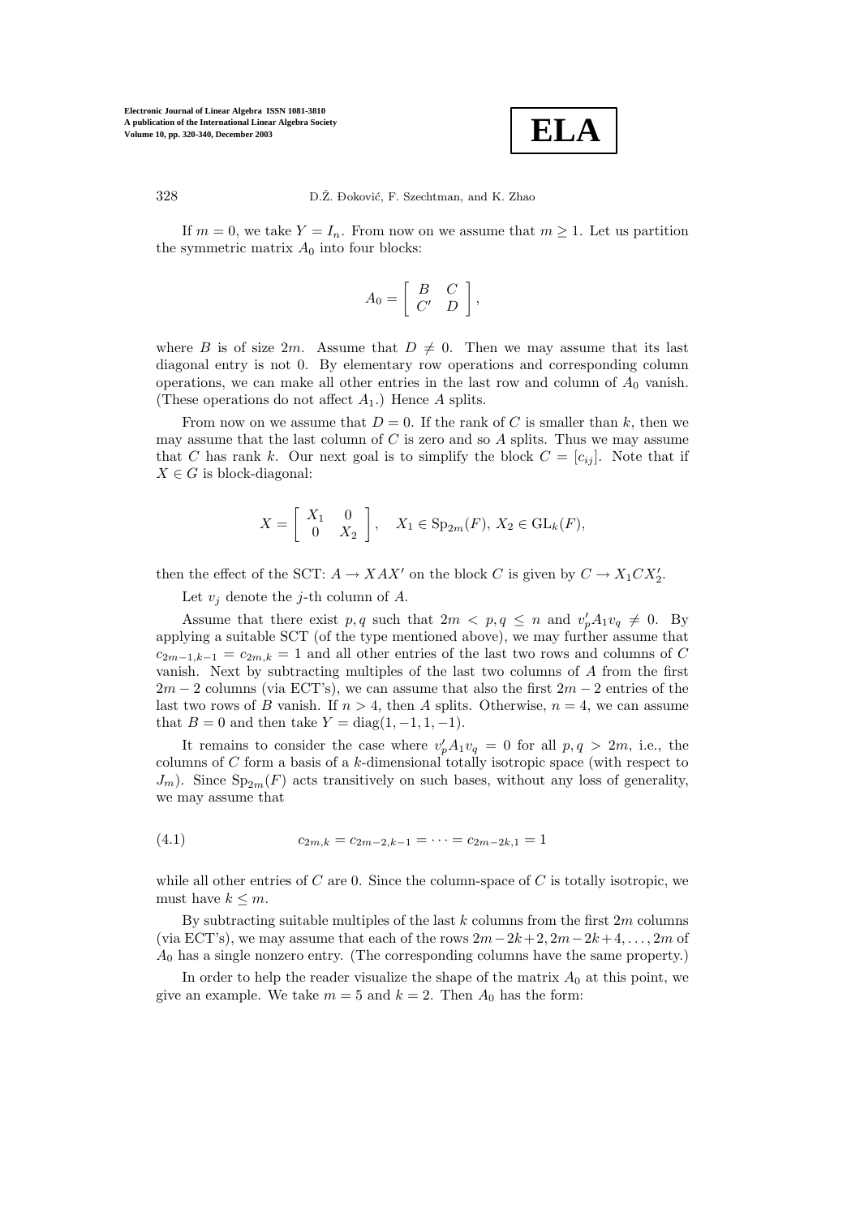If $m = 0$, we take $Y = I_n$. From now on we assume that $m \geq 1$. Let us partition the symmetric matrix $A_0$ into four blocks:

$$A_0 = \begin{bmatrix} B & C \\ C' & D \end{bmatrix},$$

where $B$ is of size $2m$. Assume that $D \neq 0$. Then we may assume that its last diagonal entry is not 0. By elementary row operations and corresponding column operations, we can make all other entries in the last row and column of $A_0$ vanish. (These operations do not affect $A_1$.) Hence $A$ splits.

From now on we assume that $D = 0$. If the rank of $C$ is smaller than $k$, then we may assume that the last column of $C$ is zero and so $A$ splits. Thus we may assume that $C$ has rank $k$. Our next goal is to simplify the block $C = [c_{ij}]$. Note that if $X \in G$ is block-diagonal:

$$X = \begin{bmatrix} X_1 & 0 \\ 0 & X_2 \end{bmatrix}, \quad X_1 \in \mathrm{Sp}_{2m}(F),\ X_2 \in \mathrm{GL}_k(F),$$

then the effect of the SCT: $A \to XAX'$ on the block $C$ is given by $C \to X_1 C X_2'$.

Let $v_j$ denote the $j$-th column of $A$.

Assume that there exist $p, q$ such that $2m < p, q \leq n$ and $v_p' A_1 v_q \neq 0$. By applying a suitable SCT (of the type mentioned above), we may further assume that $c_{2m-1,k-1} = c_{2m,k} = 1$ and all other entries of the last two rows and columns of $C$ vanish. Next by subtracting multiples of the last two columns of $A$ from the first $2m-2$ columns (via ECT's), we can assume that also the first $2m-2$ entries of the last two rows of $B$ vanish. If $n > 4$, then $A$ splits. Otherwise, $n = 4$, we can assume that $B = 0$ and then take $Y = \mathrm{diag}(1, -1, 1, -1)$.

It remains to consider the case where $v_p' A_1 v_q = 0$ for all $p, q > 2m$, i.e., the columns of $C$ form a basis of a $k$-dimensional totally isotropic space (with respect to $J_m$). Since $\mathrm{Sp}_{2m}(F)$ acts transitively on such bases, without any loss of generality, we may assume that

$$c_{2m,k} = c_{2m-2,k-1} = \cdots = c_{2m-2k,1} = 1 \tag{4.1}$$

while all other entries of $C$ are 0. Since the column-space of $C$ is totally isotropic, we must have $k \leq m$.

By subtracting suitable multiples of the last $k$ columns from the first $2m$ columns (via ECT's), we may assume that each of the rows $2m-2k+2, 2m-2k+4, \ldots, 2m$ of $A_0$ has a single nonzero entry. (The corresponding columns have the same property.)

In order to help the reader visualize the shape of the matrix $A_0$ at this point, we give an example. We take $m = 5$ and $k = 2$. Then $A_0$ has the form: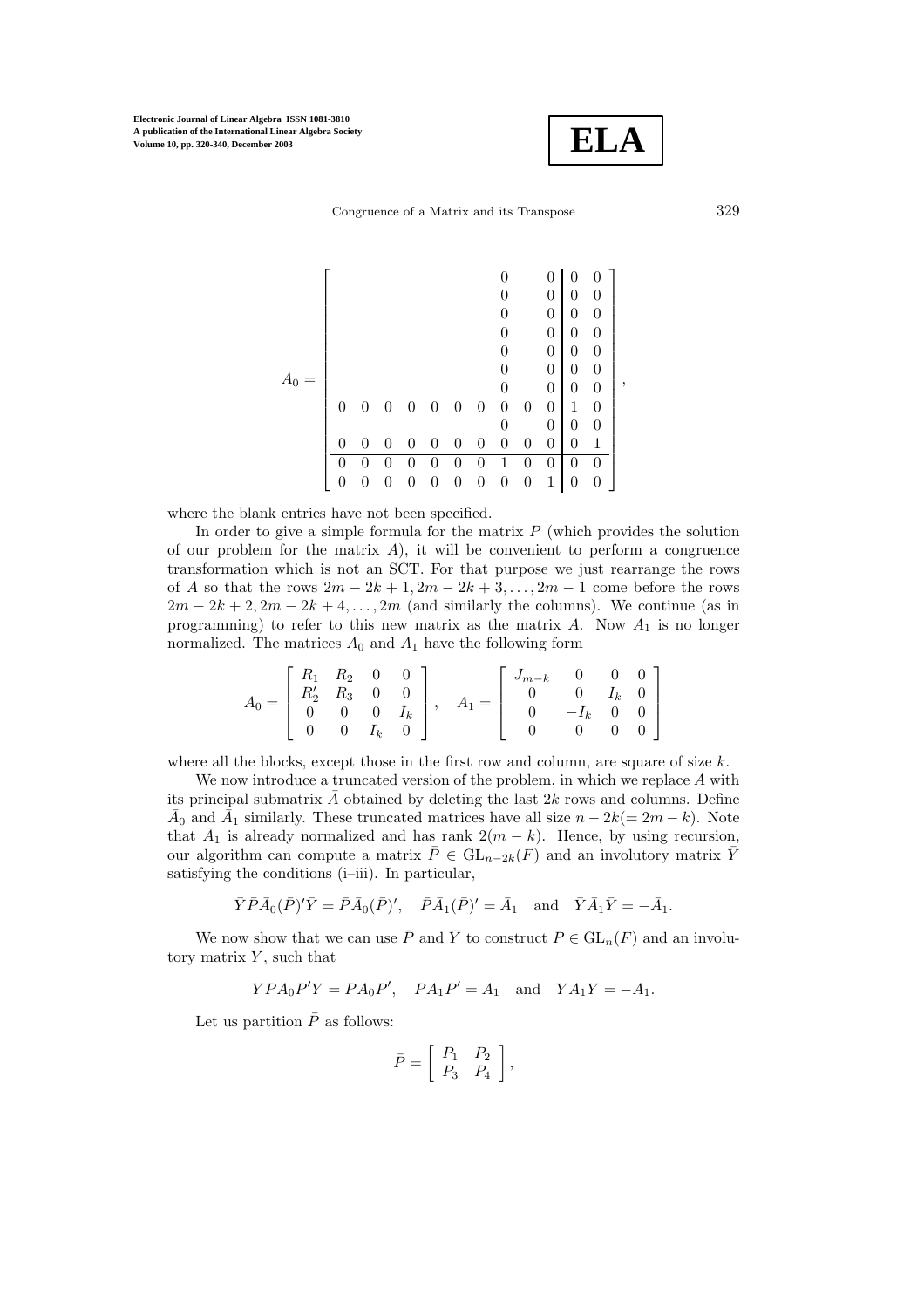$$
A_0 = \left[\begin{array}{cccccccccc|cc}
 & & & & & & & 0 & & 0 & 0 & 0 \\
 & & & & & & & 0 & & 0 & 0 & 0 \\
 & & & & & & & 0 & & 0 & 0 & 0 \\
 & & & & & & & 0 & & 0 & 0 & 0 \\
 & & & & & & & 0 & & 0 & 0 & 0 \\
 & & & & & & & 0 & & 0 & 0 & 0 \\
 & & & & & & & 0 & & 0 & 0 & 0 \\
0 & 0 & 0 & 0 & 0 & 0 & 0 & 0 & 0 & 0 & 1 & 0 \\
 & & & & & & & 0 & & 0 & 0 & 0 \\
0 & 0 & 0 & 0 & 0 & 0 & 0 & 0 & 0 & 0 & 0 & 1 \\
\hline
0 & 0 & 0 & 0 & 0 & 0 & 0 & 1 & 0 & 0 & 0 & 0 \\
0 & 0 & 0 & 0 & 0 & 0 & 0 & 0 & 0 & 1 & 0 & 0
\end{array}\right],
$$

where the blank entries have not been specified.

In order to give a simple formula for the matrix $P$ (which provides the solution of our problem for the matrix $A$), it will be convenient to perform a congruence transformation which is not an SCT. For that purpose we just rearrange the rows of $A$ so that the rows $2m-2k+1, 2m-2k+3, \ldots, 2m-1$ come before the rows $2m-2k+2, 2m-2k+4, \ldots, 2m$ (and similarly the columns). We continue (as in programming) to refer to this new matrix as the matrix $A$. Now $A_1$ is no longer normalized. The matrices $A_0$ and $A_1$ have the following form

$$
A_0 = \begin{bmatrix} R_1 & R_2 & 0 & 0 \\ R_2' & R_3 & 0 & 0 \\ 0 & 0 & 0 & I_k \\ 0 & 0 & I_k & 0 \end{bmatrix}, \quad A_1 = \begin{bmatrix} J_{m-k} & 0 & 0 & 0 \\ 0 & 0 & I_k & 0 \\ 0 & -I_k & 0 & 0 \\ 0 & 0 & 0 & 0 \end{bmatrix}
$$

where all the blocks, except those in the first row and column, are square of size $k$.

We now introduce a truncated version of the problem, in which we replace $A$ with its principal submatrix $\bar{A}$ obtained by deleting the last $2k$ rows and columns. Define $\bar{A}_0$ and $\bar{A}_1$ similarly. These truncated matrices have all size $n-2k(=2m-k)$. Note that $\bar{A}_1$ is already normalized and has rank $2(m-k)$. Hence, by using recursion, our algorithm can compute a matrix $\bar{P} \in \mathrm{GL}_{n-2k}(F)$ and an involutory matrix $\bar{Y}$ satisfying the conditions (i–iii). In particular,

$$
\bar{Y}\bar{P}\bar{A}_0(\bar{P})'\bar{Y} = \bar{P}\bar{A}_0(\bar{P})', \quad \bar{P}\bar{A}_1(\bar{P})' = \bar{A}_1 \quad \text{and} \quad \bar{Y}\bar{A}_1\bar{Y} = -\bar{A}_1.
$$

We now show that we can use $\bar{P}$ and $\bar{Y}$ to construct $P \in \mathrm{GL}_n(F)$ and an involutory matrix $Y$, such that

$$
YPA_0P'Y = PA_0P', \quad PA_1P' = A_1 \quad \text{and} \quad YA_1Y = -A_1.
$$

Let us partition $\bar{P}$ as follows:

$$
\bar{P} = \begin{bmatrix} P_1 & P_2 \\ P_3 & P_4 \end{bmatrix},
$$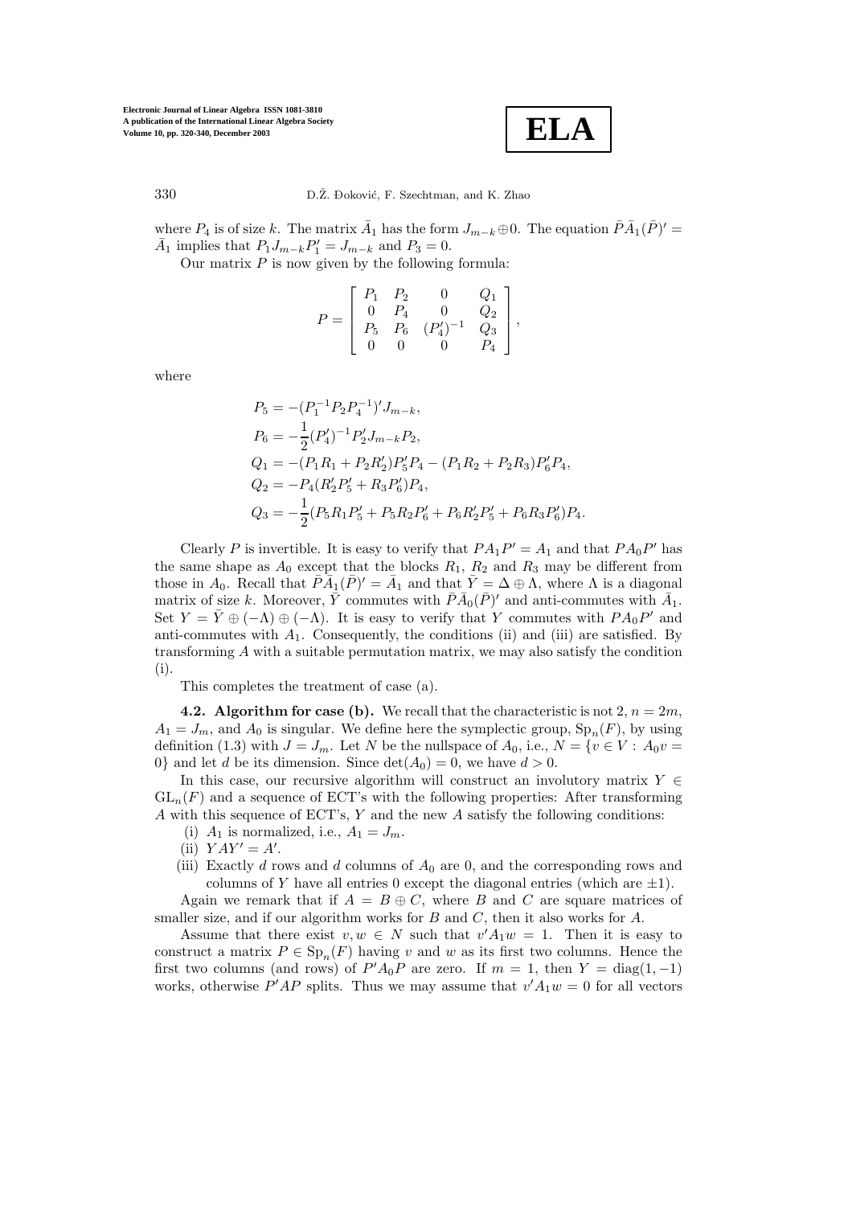where $P_4$ is of size $k$. The matrix $\bar{A}_1$ has the form $J_{m-k} \oplus 0$. The equation $\bar{P}\bar{A}_1(\bar{P})' = \bar{A}_1$ implies that $P_1 J_{m-k} P_1' = J_{m-k}$ and $P_3 = 0$.

Our matrix $P$ is now given by the following formula:

$$P = \begin{bmatrix} P_1 & P_2 & 0 & Q_1 \\ 0 & P_4 & 0 & Q_2 \\ P_5 & P_6 & (P_4')^{-1} & Q_3 \\ 0 & 0 & 0 & P_4 \end{bmatrix},$$

where

$$\begin{aligned}
P_5 &= -(P_1^{-1} P_2 P_4^{-1})' J_{m-k}, \\
P_6 &= -\frac{1}{2}(P_4')^{-1} P_2' J_{m-k} P_2, \\
Q_1 &= -(P_1 R_1 + P_2 R_2') P_5' P_4 - (P_1 R_2 + P_2 R_3) P_6' P_4, \\
Q_2 &= -P_4 (R_2' P_5' + R_3 P_6') P_4, \\
Q_3 &= -\frac{1}{2}(P_5 R_1 P_5' + P_5 R_2 P_6' + P_6 R_2' P_5' + P_6 R_3 P_6') P_4.
\end{aligned}$$

Clearly $P$ is invertible. It is easy to verify that $PA_1P' = A_1$ and that $PA_0P'$ has the same shape as $A_0$ except that the blocks $R_1$, $R_2$ and $R_3$ may be different from those in $A_0$. Recall that $\bar{P}\bar{A}_1(\bar{P})' = \bar{A}_1$ and that $\bar{Y} = \Delta \oplus \Lambda$, where $\Lambda$ is a diagonal matrix of size $k$. Moreover, $\bar{Y}$ commutes with $\bar{P}\bar{A}_0(\bar{P})'$ and anti-commutes with $\bar{A}_1$. Set $Y = \bar{Y} \oplus (-\Lambda) \oplus (-\Lambda)$. It is easy to verify that $Y$ commutes with $PA_0P'$ and anti-commutes with $A_1$. Consequently, the conditions (ii) and (iii) are satisfied. By transforming $A$ with a suitable permutation matrix, we may also satisfy the condition (i).

This completes the treatment of case (a).

**4.2. Algorithm for case (b).** We recall that the characteristic is not 2, $n = 2m$, $A_1 = J_m$, and $A_0$ is singular. We define here the symplectic group, $\mathrm{Sp}_n(F)$, by using definition (1.3) with $J = J_m$. Let $N$ be the nullspace of $A_0$, i.e., $N = \{v \in V : A_0 v = 0\}$ and let $d$ be its dimension. Since $\det(A_0) = 0$, we have $d > 0$.

In this case, our recursive algorithm will construct an involutory matrix $Y \in \mathrm{GL}_n(F)$ and a sequence of ECT's with the following properties: After transforming $A$ with this sequence of ECT's, $Y$ and the new $A$ satisfy the following conditions:

(i) $A_1$ is normalized, i.e., $A_1 = J_m$.

(ii) $YAY' = A'$.

(iii) Exactly $d$ rows and $d$ columns of $A_0$ are 0, and the corresponding rows and columns of $Y$ have all entries 0 except the diagonal entries (which are $\pm 1$).

Again we remark that if $A = B \oplus C$, where $B$ and $C$ are square matrices of smaller size, and if our algorithm works for $B$ and $C$, then it also works for $A$.

Assume that there exist $v, w \in N$ such that $v' A_1 w = 1$. Then it is easy to construct a matrix $P \in \mathrm{Sp}_n(F)$ having $v$ and $w$ as its first two columns. Hence the first two columns (and rows) of $P' A_0 P$ are zero. If $m = 1$, then $Y = \mathrm{diag}(1, -1)$ works, otherwise $P'AP$ splits. Thus we may assume that $v' A_1 w = 0$ for all vectors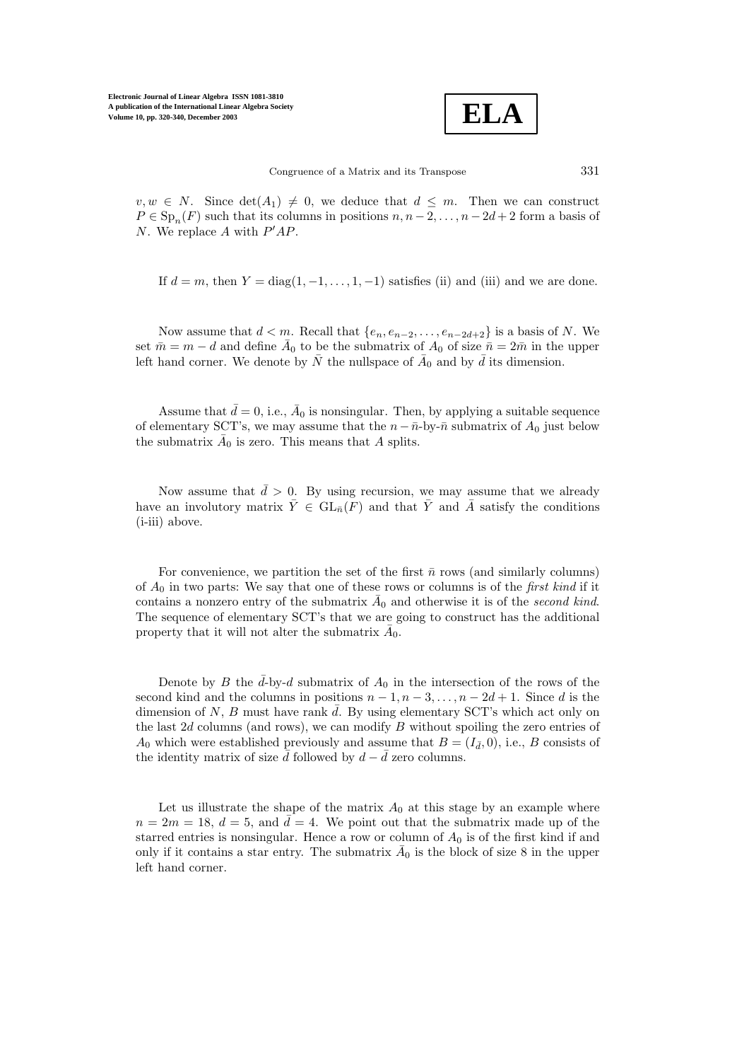$v, w \in N$. Since $\det(A_1) \neq 0$, we deduce that $d \leq m$. Then we can construct $P \in \mathrm{Sp}_n(F)$ such that its columns in positions $n, n-2, \ldots, n-2d+2$ form a basis of $N$. We replace $A$ with $P'AP$.

If $d = m$, then $Y = \mathrm{diag}(1, -1, \ldots, 1, -1)$ satisfies (ii) and (iii) and we are done.

Now assume that $d < m$. Recall that $\{e_n, e_{n-2}, \ldots, e_{n-2d+2}\}$ is a basis of $N$. We set $\bar{m} = m - d$ and define $\bar{A}_0$ to be the submatrix of $A_0$ of size $\bar{n} = 2\bar{m}$ in the upper left hand corner. We denote by $\bar{N}$ the nullspace of $\bar{A}_0$ and by $\bar{d}$ its dimension.

Assume that $\bar{d} = 0$, i.e., $\bar{A}_0$ is nonsingular. Then, by applying a suitable sequence of elementary SCT's, we may assume that the $n - \bar{n}$-by-$\bar{n}$ submatrix of $A_0$ just below the submatrix $\bar{A}_0$ is zero. This means that $A$ splits.

Now assume that $\bar{d} > 0$. By using recursion, we may assume that we already have an involutory matrix $\bar{Y} \in \mathrm{GL}_{\bar{n}}(F)$ and that $\bar{Y}$ and $\bar{A}$ satisfy the conditions (i-iii) above.

For convenience, we partition the set of the first $\bar{n}$ rows (and similarly columns) of $A_0$ in two parts: We say that one of these rows or columns is of the *first kind* if it contains a nonzero entry of the submatrix $\bar{A}_0$ and otherwise it is of the *second kind*. The sequence of elementary SCT's that we are going to construct has the additional property that it will not alter the submatrix $\bar{A}_0$.

Denote by $B$ the $\bar{d}$-by-$d$ submatrix of $A_0$ in the intersection of the rows of the second kind and the columns in positions $n-1, n-3, \ldots, n-2d+1$. Since $d$ is the dimension of $N$, $B$ must have rank $\bar{d}$. By using elementary SCT's which act only on the last $2d$ columns (and rows), we can modify $B$ without spoiling the zero entries of $A_0$ which were established previously and assume that $B = (I_{\bar{d}}, 0)$, i.e., $B$ consists of the identity matrix of size $\bar{d}$ followed by $d - \bar{d}$ zero columns.

Let us illustrate the shape of the matrix $A_0$ at this stage by an example where $n = 2m = 18$, $d = 5$, and $\bar{d} = 4$. We point out that the submatrix made up of the starred entries is nonsingular. Hence a row or column of $A_0$ is of the first kind if and only if it contains a star entry. The submatrix $\bar{A}_0$ is the block of size 8 in the upper left hand corner.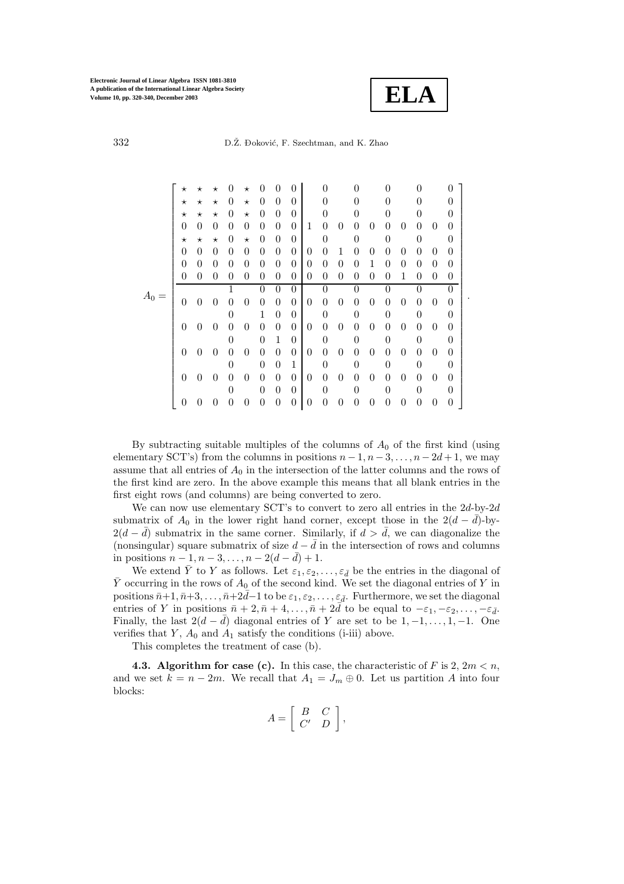$$
A_0 = \left[\begin{array}{cccccccc|cccccccccc}
\star & \star & \star & 0 & \star & 0 & 0 & 0 & & 0 & & 0 & & 0 & & 0 & & 0 \\
\star & \star & \star & 0 & \star & 0 & 0 & 0 & & 0 & & 0 & & 0 & & 0 & & 0 \\
\star & \star & \star & 0 & \star & 0 & 0 & 0 & & 0 & & 0 & & 0 & & 0 & & 0 \\
0 & 0 & 0 & 0 & 0 & 0 & 0 & 0 & 1 & 0 & 0 & 0 & 0 & 0 & 0 & 0 & 0 & 0 \\
\star & \star & \star & 0 & \star & 0 & 0 & 0 & & 0 & & 0 & & 0 & & 0 & & 0 \\
0 & 0 & 0 & 0 & 0 & 0 & 0 & 0 & 0 & 0 & 1 & 0 & 0 & 0 & 0 & 0 & 0 & 0 \\
0 & 0 & 0 & 0 & 0 & 0 & 0 & 0 & 0 & 0 & 0 & 0 & 1 & 0 & 0 & 0 & 0 & 0 \\
0 & 0 & 0 & 0 & 0 & 0 & 0 & 0 & 0 & 0 & 0 & 0 & 0 & 0 & 1 & 0 & 0 & 0 \\
\hline
 & & & 1 & & 0 & 0 & 0 & & 0 & & 0 & & 0 & & 0 & & 0 \\
0 & 0 & 0 & 0 & 0 & 0 & 0 & 0 & 0 & 0 & 0 & 0 & 0 & 0 & 0 & 0 & 0 & 0 \\
 & & & 0 & & 1 & 0 & 0 & & 0 & & 0 & & 0 & & 0 & & 0 \\
0 & 0 & 0 & 0 & 0 & 0 & 0 & 0 & 0 & 0 & 0 & 0 & 0 & 0 & 0 & 0 & 0 & 0 \\
 & & & 0 & & 0 & 1 & 0 & & 0 & & 0 & & 0 & & 0 & & 0 \\
0 & 0 & 0 & 0 & 0 & 0 & 0 & 0 & 0 & 0 & 0 & 0 & 0 & 0 & 0 & 0 & 0 & 0 \\
 & & & 0 & & 0 & 0 & 1 & & 0 & & 0 & & 0 & & 0 & & 0 \\
0 & 0 & 0 & 0 & 0 & 0 & 0 & 0 & 0 & 0 & 0 & 0 & 0 & 0 & 0 & 0 & 0 & 0 \\
 & & & 0 & & 0 & 0 & 0 & & 0 & & 0 & & 0 & & 0 & & 0 \\
0 & 0 & 0 & 0 & 0 & 0 & 0 & 0 & 0 & 0 & 0 & 0 & 0 & 0 & 0 & 0 & 0 & 0
\end{array}\right].
$$

By subtracting suitable multiples of the columns of $A_0$ of the first kind (using elementary SCT's) from the columns in positions $n-1, n-3, \ldots, n-2d+1$, we may assume that all entries of $A_0$ in the intersection of the latter columns and the rows of the first kind are zero. In the above example this means that all blank entries in the first eight rows (and columns) are being converted to zero.

We can now use elementary SCT's to convert to zero all entries in the $2d$-by-$2d$ submatrix of $A_0$ in the lower right hand corner, except those in the $2(d-\bar{d})$-by-$2(d-\bar{d})$ submatrix in the same corner. Similarly, if $d > \bar{d}$, we can diagonalize the (nonsingular) square submatrix of size $d - \bar{d}$ in the intersection of rows and columns in positions $n-1, n-3, \ldots, n-2(d-\bar{d})+1$.

We extend $\bar{Y}$ to $Y$ as follows. Let $\varepsilon_1, \varepsilon_2, \ldots, \varepsilon_{\bar{d}}$ be the entries in the diagonal of $\bar{Y}$ occurring in the rows of $A_0$ of the second kind. We set the diagonal entries of $Y$ in positions $\bar{n}+1, \bar{n}+3, \ldots, \bar{n}+2\bar{d}-1$ to be $\varepsilon_1, \varepsilon_2, \ldots, \varepsilon_{\bar{d}}$. Furthermore, we set the diagonal entries of $Y$ in positions $\bar{n}+2, \bar{n}+4, \ldots, \bar{n}+2\bar{d}$ to be equal to $-\varepsilon_1, -\varepsilon_2, \ldots, -\varepsilon_{\bar{d}}$. Finally, the last $2(d-\bar{d})$ diagonal entries of $Y$ are set to be $1, -1, \ldots, 1, -1$. One verifies that $Y$, $A_0$ and $A_1$ satisfy the conditions (i-iii) above.

This completes the treatment of case (b).

**4.3. Algorithm for case (c).** In this case, the characteristic of $F$ is 2, $2m < n$, and we set $k = n - 2m$. We recall that $A_1 = J_m \oplus 0$. Let us partition $A$ into four blocks:

$$
A = \left[ \begin{array}{cc} B & C \\ C' & D \end{array} \right],
$$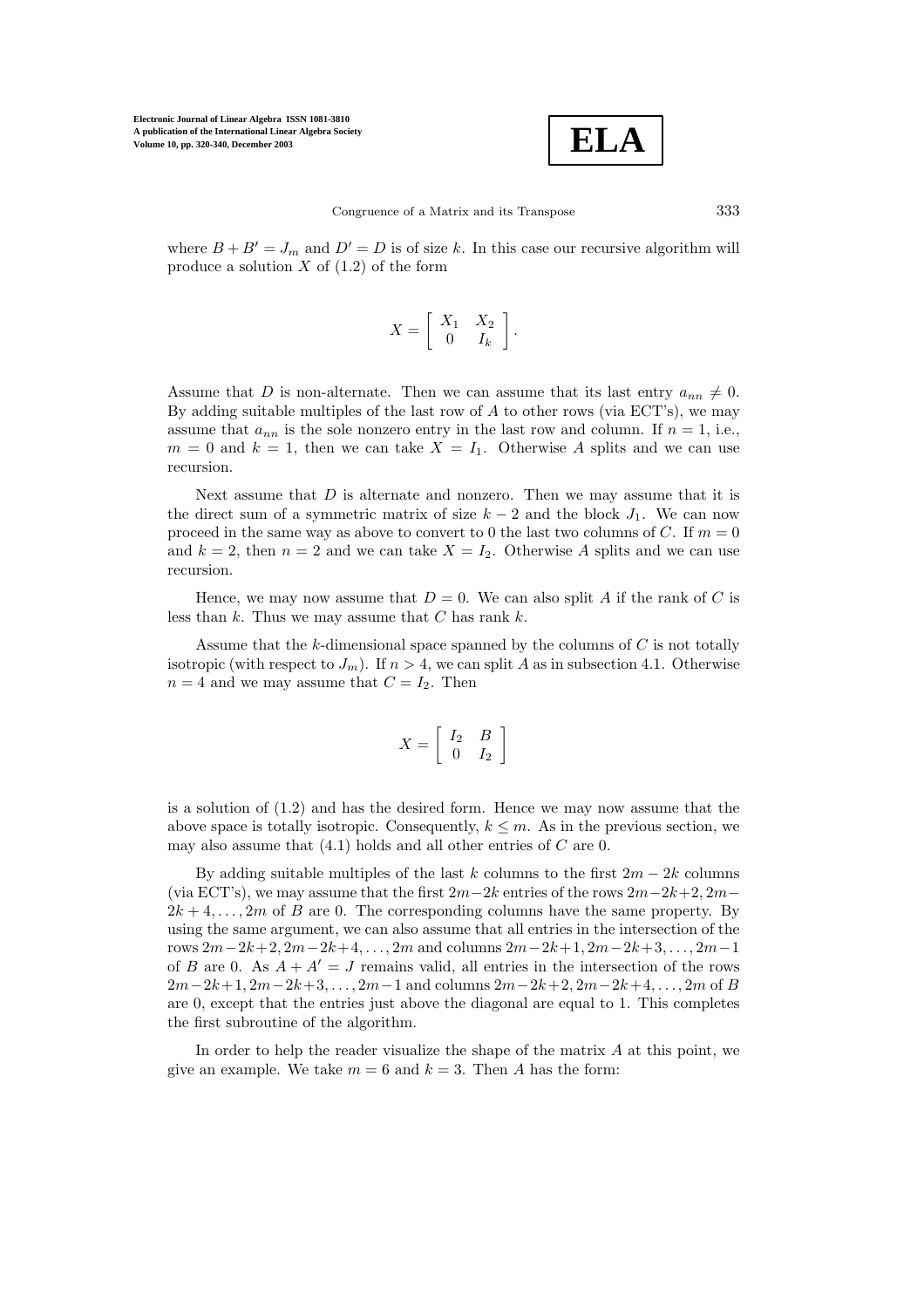where $B + B' = J_m$ and $D' = D$ is of size $k$. In this case our recursive algorithm will produce a solution $X$ of (1.2) of the form

$$X = \begin{bmatrix} X_1 & X_2 \\ 0 & I_k \end{bmatrix}.$$

Assume that $D$ is non-alternate. Then we can assume that its last entry $a_{nn} \neq 0$. By adding suitable multiples of the last row of $A$ to other rows (via ECT's), we may assume that $a_{nn}$ is the sole nonzero entry in the last row and column. If $n = 1$, i.e., $m = 0$ and $k = 1$, then we can take $X = I_1$. Otherwise $A$ splits and we can use recursion.

Next assume that $D$ is alternate and nonzero. Then we may assume that it is the direct sum of a symmetric matrix of size $k - 2$ and the block $J_1$. We can now proceed in the same way as above to convert to 0 the last two columns of $C$. If $m = 0$ and $k = 2$, then $n = 2$ and we can take $X = I_2$. Otherwise $A$ splits and we can use recursion.

Hence, we may now assume that $D = 0$. We can also split $A$ if the rank of $C$ is less than $k$. Thus we may assume that $C$ has rank $k$.

Assume that the $k$-dimensional space spanned by the columns of $C$ is not totally isotropic (with respect to $J_m$). If $n > 4$, we can split $A$ as in subsection 4.1. Otherwise $n = 4$ and we may assume that $C = I_2$. Then

$$X = \begin{bmatrix} I_2 & B \\ 0 & I_2 \end{bmatrix}$$

is a solution of (1.2) and has the desired form. Hence we may now assume that the above space is totally isotropic. Consequently, $k \leq m$. As in the previous section, we may also assume that (4.1) holds and all other entries of $C$ are 0.

By adding suitable multiples of the last $k$ columns to the first $2m - 2k$ columns (via ECT's), we may assume that the first $2m-2k$ entries of the rows $2m-2k+2, 2m-2k+4, \ldots, 2m$ of $B$ are 0. The corresponding columns have the same property. By using the same argument, we can also assume that all entries in the intersection of the rows $2m-2k+2, 2m-2k+4, \ldots, 2m$ and columns $2m-2k+1, 2m-2k+3, \ldots, 2m-1$ of $B$ are 0. As $A + A' = J$ remains valid, all entries in the intersection of the rows $2m-2k+1, 2m-2k+3, \ldots, 2m-1$ and columns $2m-2k+2, 2m-2k+4, \ldots, 2m$ of $B$ are 0, except that the entries just above the diagonal are equal to 1. This completes the first subroutine of the algorithm.

In order to help the reader visualize the shape of the matrix $A$ at this point, we give an example. We take $m = 6$ and $k = 3$. Then $A$ has the form: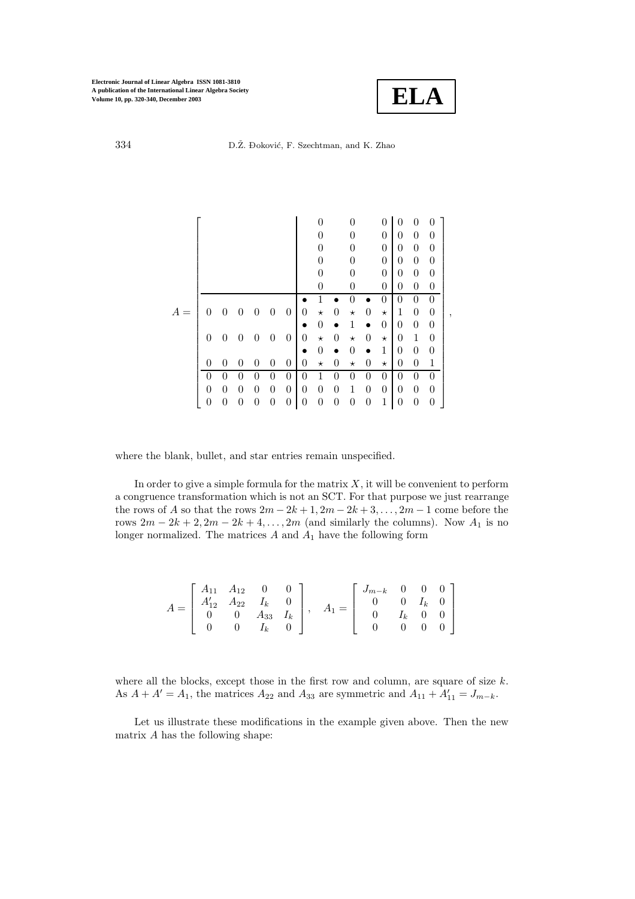$$
A = \left[\begin{array}{cccccc|cccccc|ccc}
 & & & & & & & 0 & & 0 & & 0 & 0 & 0 & 0 \\
 & & & & & & & 0 & & 0 & & 0 & 0 & 0 & 0 \\
 & & & & & & & 0 & & 0 & & 0 & 0 & 0 & 0 \\
 & & & & & & & 0 & & 0 & & 0 & 0 & 0 & 0 \\
 & & & & & & & 0 & & 0 & & 0 & 0 & 0 & 0 \\
 & & & & & & & 0 & & 0 & & 0 & 0 & 0 & 0 \\
\hline
 & & & & & & \bullet & 1 & \bullet & 0 & \bullet & 0 & 0 & 0 & 0 \\
0 & 0 & 0 & 0 & 0 & 0 & 0 & \star & 0 & \star & 0 & \star & 1 & 0 & 0 \\
 & & & & & & \bullet & 0 & \bullet & 1 & \bullet & 0 & 0 & 0 & 0 \\
0 & 0 & 0 & 0 & 0 & 0 & 0 & \star & 0 & \star & 0 & \star & 0 & 1 & 0 \\
 & & & & & & \bullet & 0 & \bullet & 0 & \bullet & 1 & 0 & 0 & 0 \\
0 & 0 & 0 & 0 & 0 & 0 & 0 & \star & 0 & \star & 0 & \star & 0 & 0 & 1 \\
\hline
0 & 0 & 0 & 0 & 0 & 0 & 0 & 1 & 0 & 0 & 0 & 0 & 0 & 0 & 0 \\
0 & 0 & 0 & 0 & 0 & 0 & 0 & 0 & 0 & 1 & 0 & 0 & 0 & 0 & 0 \\
0 & 0 & 0 & 0 & 0 & 0 & 0 & 0 & 0 & 0 & 0 & 1 & 0 & 0 & 0
\end{array}\right],
$$

where the blank, bullet, and star entries remain unspecified.

In order to give a simple formula for the matrix $X$, it will be convenient to perform a congruence transformation which is not an SCT. For that purpose we just rearrange the rows of $A$ so that the rows $2m-2k+1, 2m-2k+3, \ldots, 2m-1$ come before the rows $2m-2k+2, 2m-2k+4, \ldots, 2m$ (and similarly the columns). Now $A_1$ is no longer normalized. The matrices $A$ and $A_1$ have the following form

$$
A = \begin{bmatrix} A_{11} & A_{12} & 0 & 0 \\ A_{12}' & A_{22} & I_k & 0 \\ 0 & 0 & A_{33} & I_k \\ 0 & 0 & I_k & 0 \end{bmatrix}, \quad A_1 = \begin{bmatrix} J_{m-k} & 0 & 0 & 0 \\ 0 & 0 & I_k & 0 \\ 0 & I_k & 0 & 0 \\ 0 & 0 & 0 & 0 \end{bmatrix}
$$

where all the blocks, except those in the first row and column, are square of size $k$. As $A + A' = A_1$, the matrices $A_{22}$ and $A_{33}$ are symmetric and $A_{11} + A_{11}' = J_{m-k}$.

Let us illustrate these modifications in the example given above. Then the new matrix $A$ has the following shape: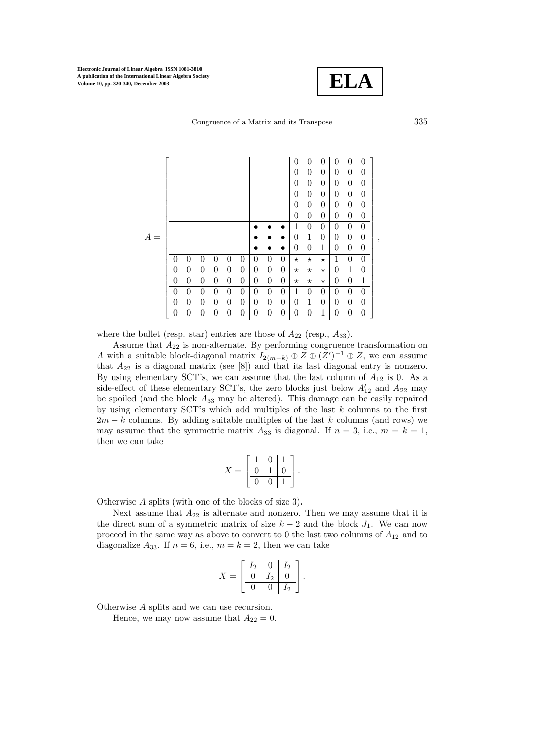$$
A = \left[\begin{array}{cccccc|ccc|ccc|ccc}
 & & & & & & & & & 0 & 0 & 0 & 0 & 0 & 0 \\
 & & & & & & & & & 0 & 0 & 0 & 0 & 0 & 0 \\
 & & & & & & & & & 0 & 0 & 0 & 0 & 0 & 0 \\
 & & & & & & & & & 0 & 0 & 0 & 0 & 0 & 0 \\
 & & & & & & & & & 0 & 0 & 0 & 0 & 0 & 0 \\
 & & & & & & & & & 0 & 0 & 0 & 0 & 0 & 0 \\
\hline
 & & & & & & \bullet & \bullet & \bullet & 1 & 0 & 0 & 0 & 0 & 0 \\
 & & & & & & \bullet & \bullet & \bullet & 0 & 1 & 0 & 0 & 0 & 0 \\
 & & & & & & \bullet & \bullet & \bullet & 0 & 0 & 1 & 0 & 0 & 0 \\
\hline
0 & 0 & 0 & 0 & 0 & 0 & 0 & 0 & 0 & \star & \star & \star & 1 & 0 & 0 \\
0 & 0 & 0 & 0 & 0 & 0 & 0 & 0 & 0 & \star & \star & \star & 0 & 1 & 0 \\
0 & 0 & 0 & 0 & 0 & 0 & 0 & 0 & 0 & \star & \star & \star & 0 & 0 & 1 \\
\hline
0 & 0 & 0 & 0 & 0 & 0 & 0 & 0 & 0 & 1 & 0 & 0 & 0 & 0 & 0 \\
0 & 0 & 0 & 0 & 0 & 0 & 0 & 0 & 0 & 0 & 1 & 0 & 0 & 0 & 0 \\
0 & 0 & 0 & 0 & 0 & 0 & 0 & 0 & 0 & 0 & 0 & 1 & 0 & 0 & 0
\end{array}\right],
$$

where the bullet (resp. star) entries are those of $A_{22}$ (resp., $A_{33}$).

Assume that $A_{22}$ is non-alternate. By performing congruence transformation on $A$ with a suitable block-diagonal matrix $I_{2(m-k)} \oplus Z \oplus (Z')^{-1} \oplus Z$, we can assume that $A_{22}$ is a diagonal matrix (see [8]) and that its last diagonal entry is nonzero. By using elementary SCT's, we can assume that the last column of $A_{12}$ is 0. As a side-effect of these elementary SCT's, the zero blocks just below $A'_{12}$ and $A_{22}$ may be spoiled (and the block $A_{33}$ may be altered). This damage can be easily repaired by using elementary SCT's which add multiples of the last $k$ columns to the first $2m-k$ columns. By adding suitable multiples of the last $k$ columns (and rows) we may assume that the symmetric matrix $A_{33}$ is diagonal. If $n = 3$, i.e., $m = k = 1$, then we can take

$$
X = \left[\begin{array}{cc|c}
1 & 0 & 1 \\
0 & 1 & 0 \\
\hline
0 & 0 & 1
\end{array}\right].
$$

Otherwise $A$ splits (with one of the blocks of size 3).

Next assume that $A_{22}$ is alternate and nonzero. Then we may assume that it is the direct sum of a symmetric matrix of size $k-2$ and the block $J_1$. We can now proceed in the same way as above to convert to 0 the last two columns of $A_{12}$ and to diagonalize $A_{33}$. If $n = 6$, i.e., $m = k = 2$, then we can take

$$
X = \left[\begin{array}{cc|c}
I_2 & 0 & I_2 \\
0 & I_2 & 0 \\
\hline
0 & 0 & I_2
\end{array}\right].
$$

Otherwise $A$ splits and we can use recursion.

Hence, we may now assume that $A_{22} = 0$.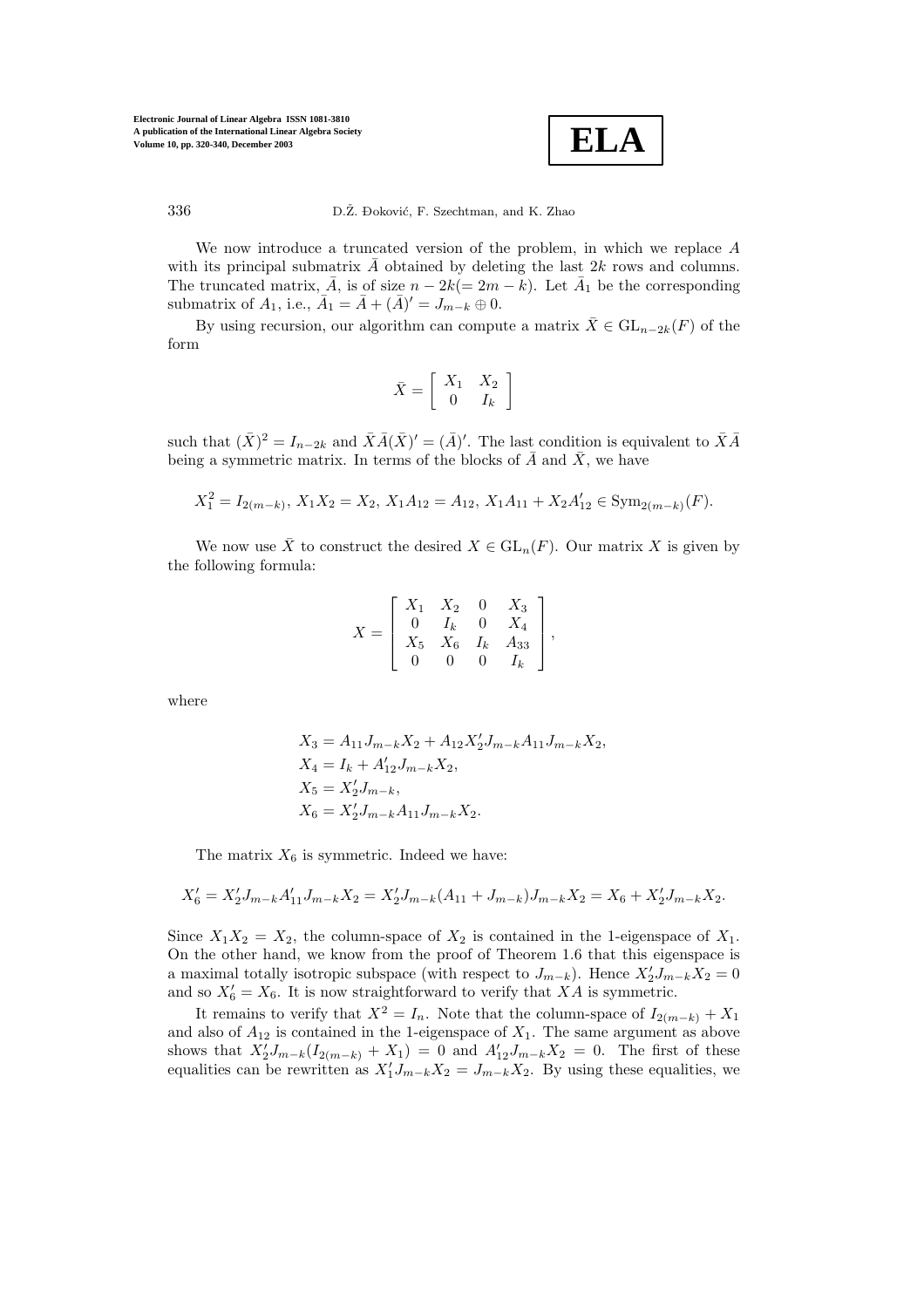We now introduce a truncated version of the problem, in which we replace $A$ with its principal submatrix $\bar{A}$ obtained by deleting the last $2k$ rows and columns. The truncated matrix, $\bar{A}$, is of size $n-2k(=2m-k)$. Let $\bar{A}_1$ be the corresponding submatrix of $A_1$, i.e., $\bar{A}_1 = \bar{A} + (\bar{A})' = J_{m-k} \oplus 0$.

By using recursion, our algorithm can compute a matrix $\bar{X} \in \mathrm{GL}_{n-2k}(F)$ of the form

$$\bar{X} = \begin{bmatrix} X_1 & X_2 \\ 0 & I_k \end{bmatrix}$$

such that $(\bar{X})^2 = I_{n-2k}$ and $\bar{X}\bar{A}(\bar{X})' = (\bar{A})'$. The last condition is equivalent to $\bar{X}\bar{A}$ being a symmetric matrix. In terms of the blocks of $\bar{A}$ and $\bar{X}$, we have

$$X_1^2 = I_{2(m-k)},\ X_1X_2 = X_2,\ X_1A_{12} = A_{12},\ X_1A_{11} + X_2A_{12}' \in \mathrm{Sym}_{2(m-k)}(F).$$

We now use $\bar{X}$ to construct the desired $X \in \mathrm{GL}_n(F)$. Our matrix $X$ is given by the following formula:

$$X = \begin{bmatrix} X_1 & X_2 & 0 & X_3 \\ 0 & I_k & 0 & X_4 \\ X_5 & X_6 & I_k & A_{33} \\ 0 & 0 & 0 & I_k \end{bmatrix},$$

where

$$\begin{aligned}
X_3 &= A_{11}J_{m-k}X_2 + A_{12}X_2'J_{m-k}A_{11}J_{m-k}X_2, \\
X_4 &= I_k + A_{12}'J_{m-k}X_2, \\
X_5 &= X_2'J_{m-k}, \\
X_6 &= X_2'J_{m-k}A_{11}J_{m-k}X_2.
\end{aligned}$$

The matrix $X_6$ is symmetric. Indeed we have:

$$X_6' = X_2'J_{m-k}A_{11}'J_{m-k}X_2 = X_2'J_{m-k}(A_{11} + J_{m-k})J_{m-k}X_2 = X_6 + X_2'J_{m-k}X_2.$$

Since $X_1X_2 = X_2$, the column-space of $X_2$ is contained in the 1-eigenspace of $X_1$. On the other hand, we know from the proof of Theorem 1.6 that this eigenspace is a maximal totally isotropic subspace (with respect to $J_{m-k}$). Hence $X_2'J_{m-k}X_2 = 0$ and so $X_6' = X_6$. It is now straightforward to verify that $XA$ is symmetric.

It remains to verify that $X^2 = I_n$. Note that the column-space of $I_{2(m-k)} + X_1$ and also of $A_{12}$ is contained in the 1-eigenspace of $X_1$. The same argument as above shows that $X_2'J_{m-k}(I_{2(m-k)} + X_1) = 0$ and $A_{12}'J_{m-k}X_2 = 0$. The first of these equalities can be rewritten as $X_1'J_{m-k}X_2 = J_{m-k}X_2$. By using these equalities, we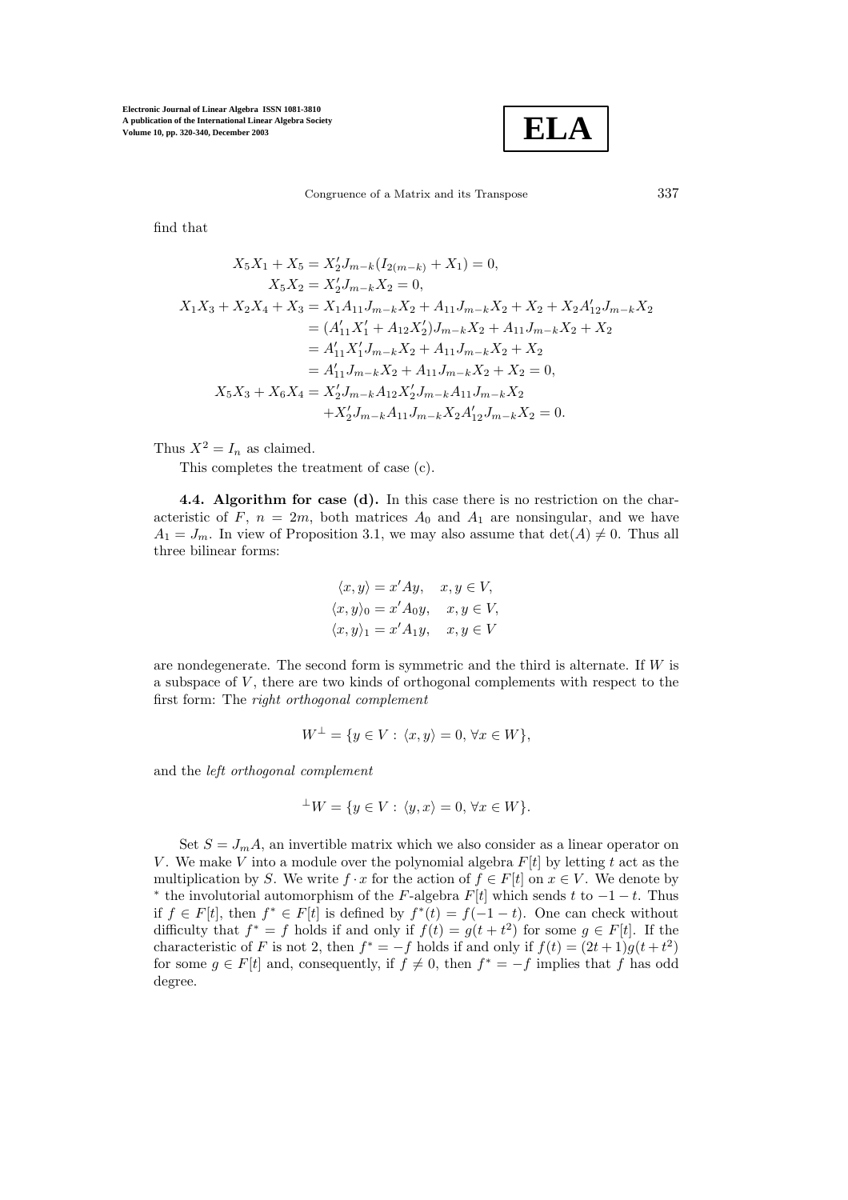find that

$$
\begin{aligned}
X_5X_1 + X_5 &= X_2'J_{m-k}(I_{2(m-k)} + X_1) = 0,\\
X_5X_2 &= X_2'J_{m-k}X_2 = 0,\\
X_1X_3 + X_2X_4 + X_3 &= X_1A_{11}J_{m-k}X_2 + A_{11}J_{m-k}X_2 + X_2 + X_2A_{12}'J_{m-k}X_2\\
&= (A_{11}'X_1' + A_{12}X_2')J_{m-k}X_2 + A_{11}J_{m-k}X_2 + X_2\\
&= A_{11}'X_1'J_{m-k}X_2 + A_{11}J_{m-k}X_2 + X_2\\
&= A_{11}'J_{m-k}X_2 + A_{11}J_{m-k}X_2 + X_2 = 0,\\
X_5X_3 + X_6X_4 &= X_2'J_{m-k}A_{12}X_2'J_{m-k}A_{11}J_{m-k}X_2\\
&\quad + X_2'J_{m-k}A_{11}J_{m-k}X_2A_{12}'J_{m-k}X_2 = 0.
\end{aligned}
$$

Thus $X^2 = I_n$ as claimed.

This completes the treatment of case (c).

**4.4. Algorithm for case (d).** In this case there is no restriction on the characteristic of $F$, $n = 2m$, both matrices $A_0$ and $A_1$ are nonsingular, and we have $A_1 = J_m$. In view of Proposition 3.1, we may also assume that $\det(A) \neq 0$. Thus all three bilinear forms:

$$
\begin{aligned}
\langle x, y\rangle &= x'Ay, \quad x, y \in V,\\
\langle x, y\rangle_0 &= x'A_0y, \quad x, y \in V,\\
\langle x, y\rangle_1 &= x'A_1y, \quad x, y \in V
\end{aligned}
$$

are nondegenerate. The second form is symmetric and the third is alternate. If $W$ is a subspace of $V$, there are two kinds of orthogonal complements with respect to the first form: The *right orthogonal complement*

$$W^{\perp} = \{y \in V : \langle x, y\rangle = 0, \forall x \in W\},$$

and the *left orthogonal complement*

$${}^{\perp}W = \{y \in V : \langle y, x\rangle = 0, \forall x \in W\}.$$

Set $S = J_mA$, an invertible matrix which we also consider as a linear operator on $V$. We make $V$ into a module over the polynomial algebra $F[t]$ by letting $t$ act as the multiplication by $S$. We write $f \cdot x$ for the action of $f \in F[t]$ on $x \in V$. We denote by $^*$ the involutorial automorphism of the $F$-algebra $F[t]$ which sends $t$ to $-1-t$. Thus if $f \in F[t]$, then $f^* \in F[t]$ is defined by $f^*(t) = f(-1-t)$. One can check without difficulty that $f^* = f$ holds if and only if $f(t) = g(t + t^2)$ for some $g \in F[t]$. If the characteristic of $F$ is not 2, then $f^* = -f$ holds if and only if $f(t) = (2t+1)g(t+t^2)$ for some $g \in F[t]$ and, consequently, if $f \neq 0$, then $f^* = -f$ implies that $f$ has odd degree.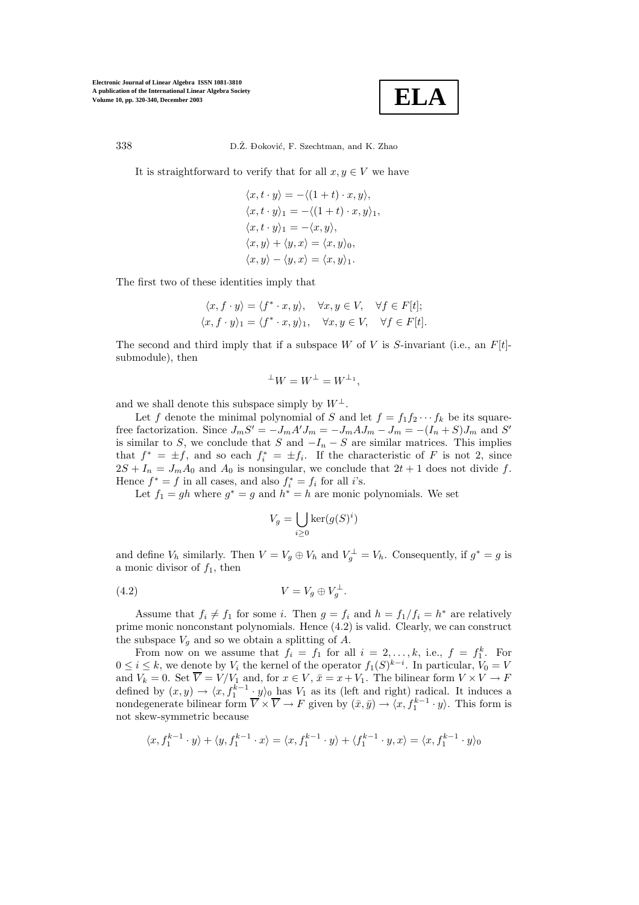It is straightforward to verify that for all $x, y \in V$ we have

$$\begin{aligned}
\langle x, t \cdot y \rangle &= -\langle (1+t) \cdot x, y \rangle, \\
\langle x, t \cdot y \rangle_1 &= -\langle (1+t) \cdot x, y \rangle_1, \\
\langle x, t \cdot y \rangle_1 &= -\langle x, y \rangle, \\
\langle x, y \rangle + \langle y, x \rangle &= \langle x, y \rangle_0, \\
\langle x, y \rangle - \langle y, x \rangle &= \langle x, y \rangle_1.
\end{aligned}$$

The first two of these identities imply that

$$\begin{aligned}
\langle x, f \cdot y \rangle &= \langle f^* \cdot x, y \rangle, \quad \forall x, y \in V, \quad \forall f \in F[t]; \\
\langle x, f \cdot y \rangle_1 &= \langle f^* \cdot x, y \rangle_1, \quad \forall x, y \in V, \quad \forall f \in F[t].
\end{aligned}$$

The second and third imply that if a subspace $W$ of $V$ is $S$-invariant (i.e., an $F[t]$-submodule), then

$${}^{\perp}W = W^{\perp} = W^{\perp_1},$$

and we shall denote this subspace simply by $W^{\perp}$.

Let $f$ denote the minimal polynomial of $S$ and let $f = f_1 f_2 \cdots f_k$ be its square-free factorization. Since $J_m S' = -J_m A' J_m = -J_m A J_m - J_m = -(I_n + S) J_m$ and $S'$ is similar to $S$, we conclude that $S$ and $-I_n - S$ are similar matrices. This implies that $f^* = \pm f$, and so each $f_i^* = \pm f_i$. If the characteristic of $F$ is not 2, since $2S + I_n = J_m A_0$ and $A_0$ is nonsingular, we conclude that $2t + 1$ does not divide $f$. Hence $f^* = f$ in all cases, and also $f_i^* = f_i$ for all $i$'s.

Let $f_1 = gh$ where $g^* = g$ and $h^* = h$ are monic polynomials. We set

$$V_g = \bigcup_{i \geq 0} \ker(g(S)^i)$$

and define $V_h$ similarly. Then $V = V_g \oplus V_h$ and $V_g^{\perp} = V_h$. Consequently, if $g^* = g$ is a monic divisor of $f_1$, then

$$V = V_g \oplus V_g^{\perp}. \tag{4.2}$$

Assume that $f_i \neq f_1$ for some $i$. Then $g = f_i$ and $h = f_1/f_i = h^*$ are relatively prime monic nonconstant polynomials. Hence (4.2) is valid. Clearly, we can construct the subspace $V_g$ and so we obtain a splitting of $A$.

From now on we assume that $f_i = f_1$ for all $i = 2, \ldots, k$, i.e., $f = f_1^k$. For $0 \leq i \leq k$, we denote by $V_i$ the kernel of the operator $f_1(S)^{k-i}$. In particular, $V_0 = V$ and $V_k = 0$. Set $\overline{V} = V/V_1$ and, for $x \in V$, $\bar{x} = x + V_1$. The bilinear form $V \times V \to F$ defined by $(x, y) \to \langle x, f_1^{k-1} \cdot y \rangle_0$ has $V_1$ as its (left and right) radical. It induces a nondegenerate bilinear form $\overline{V} \times \overline{V} \to F$ given by $(\bar{x}, \bar{y}) \to \langle x, f_1^{k-1} \cdot y \rangle$. This form is not skew-symmetric because

$$\langle x, f_1^{k-1} \cdot y \rangle + \langle y, f_1^{k-1} \cdot x \rangle = \langle x, f_1^{k-1} \cdot y \rangle + \langle f_1^{k-1} \cdot y, x \rangle = \langle x, f_1^{k-1} \cdot y \rangle_0$$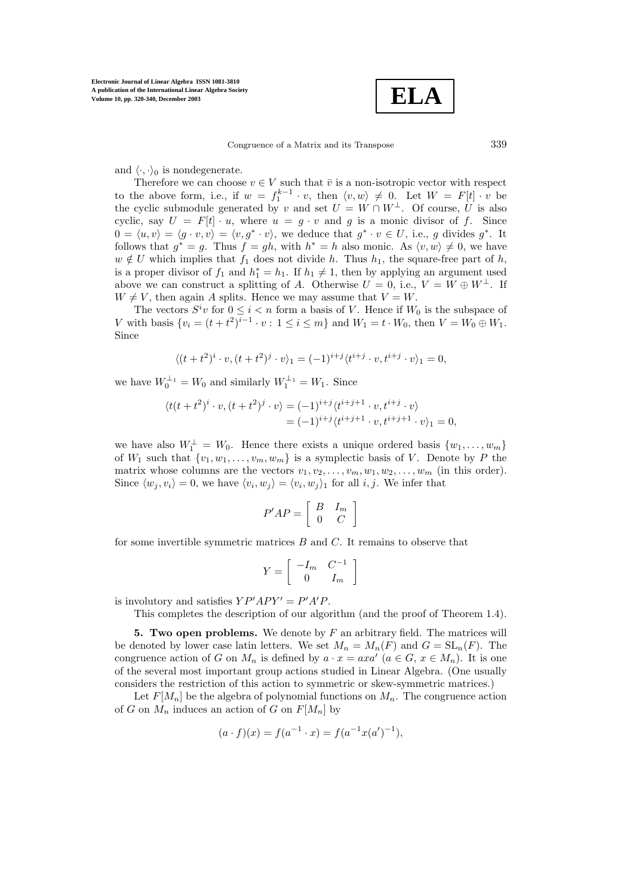and $\langle \cdot, \cdot \rangle_0$ is nondegenerate.

Therefore we can choose $v \in V$ such that $\bar{v}$ is a non-isotropic vector with respect to the above form, i.e., if $w = f_1^{k-1} \cdot v$, then $\langle v, w \rangle \neq 0$. Let $W = F[t] \cdot v$ be the cyclic submodule generated by $v$ and set $U = W \cap W^{\perp}$. Of course, $U$ is also cyclic, say $U = F[t] \cdot u$, where $u = g \cdot v$ and $g$ is a monic divisor of $f$. Since $0 = \langle u, v \rangle = \langle g \cdot v, v \rangle = \langle v, g^* \cdot v \rangle$, we deduce that $g^* \cdot v \in U$, i.e., $g$ divides $g^*$. It follows that $g^* = g$. Thus $f = gh$, with $h^* = h$ also monic. As $\langle v, w \rangle \neq 0$, we have $w \notin U$ which implies that $f_1$ does not divide $h$. Thus $h_1$, the square-free part of $h$, is a proper divisor of $f_1$ and $h_1^* = h_1$. If $h_1 \neq 1$, then by applying an argument used above we can construct a splitting of $A$. Otherwise $U = 0$, i.e., $V = W \oplus W^{\perp}$. If $W \neq V$, then again $A$ splits. Hence we may assume that $V = W$.

The vectors $S^i v$ for $0 \leq i < n$ form a basis of $V$. Hence if $W_0$ is the subspace of $V$ with basis $\{v_i = (t + t^2)^{i-1} \cdot v : 1 \leq i \leq m\}$ and $W_1 = t \cdot W_0$, then $V = W_0 \oplus W_1$. Since

$$\langle (t + t^2)^i \cdot v, (t + t^2)^j \cdot v \rangle_1 = (-1)^{i+j} \langle t^{i+j} \cdot v, t^{i+j} \cdot v \rangle_1 = 0,$$

we have $W_0^{\perp_1} = W_0$ and similarly $W_1^{\perp_1} = W_1$. Since

$$\begin{aligned} \langle t(t + t^2)^i \cdot v, (t + t^2)^j \cdot v \rangle &= (-1)^{i+j} \langle t^{i+j+1} \cdot v, t^{i+j} \cdot v \rangle \\ &= (-1)^{i+j} \langle t^{i+j+1} \cdot v, t^{i+j+1} \cdot v \rangle_1 = 0, \end{aligned}$$

we have also $W_1^{\perp} = W_0$. Hence there exists a unique ordered basis $\{w_1, \ldots, w_m\}$ of $W_1$ such that $\{v_1, w_1, \ldots, v_m, w_m\}$ is a symplectic basis of $V$. Denote by $P$ the matrix whose columns are the vectors $v_1, v_2, \ldots, v_m, w_1, w_2, \ldots, w_m$ (in this order). Since $\langle w_j, v_i \rangle = 0$, we have $\langle v_i, w_j \rangle = \langle v_i, w_j \rangle_1$ for all $i, j$. We infer that

$$P'AP = \begin{bmatrix} B & I_m \\ 0 & C \end{bmatrix}$$

for some invertible symmetric matrices $B$ and $C$. It remains to observe that

$$Y = \begin{bmatrix} -I_m & C^{-1} \\ 0 & I_m \end{bmatrix}$$

is involutory and satisfies $YP'APY' = P'A'P$.

This completes the description of our algorithm (and the proof of Theorem 1.4).

**5. Two open problems.** We denote by $F$ an arbitrary field. The matrices will be denoted by lower case latin letters. We set $M_n = M_n(F)$ and $G = \mathrm{SL}_n(F)$. The congruence action of $G$ on $M_n$ is defined by $a \cdot x = axa'$ ($a \in G$, $x \in M_n$). It is one of the several most important group actions studied in Linear Algebra. (One usually considers the restriction of this action to symmetric or skew-symmetric matrices.)

Let $F[M_n]$ be the algebra of polynomial functions on $M_n$. The congruence action of $G$ on $M_n$ induces an action of $G$ on $F[M_n]$ by

$$(a \cdot f)(x) = f(a^{-1} \cdot x) = f(a^{-1}x(a')^{-1}),$$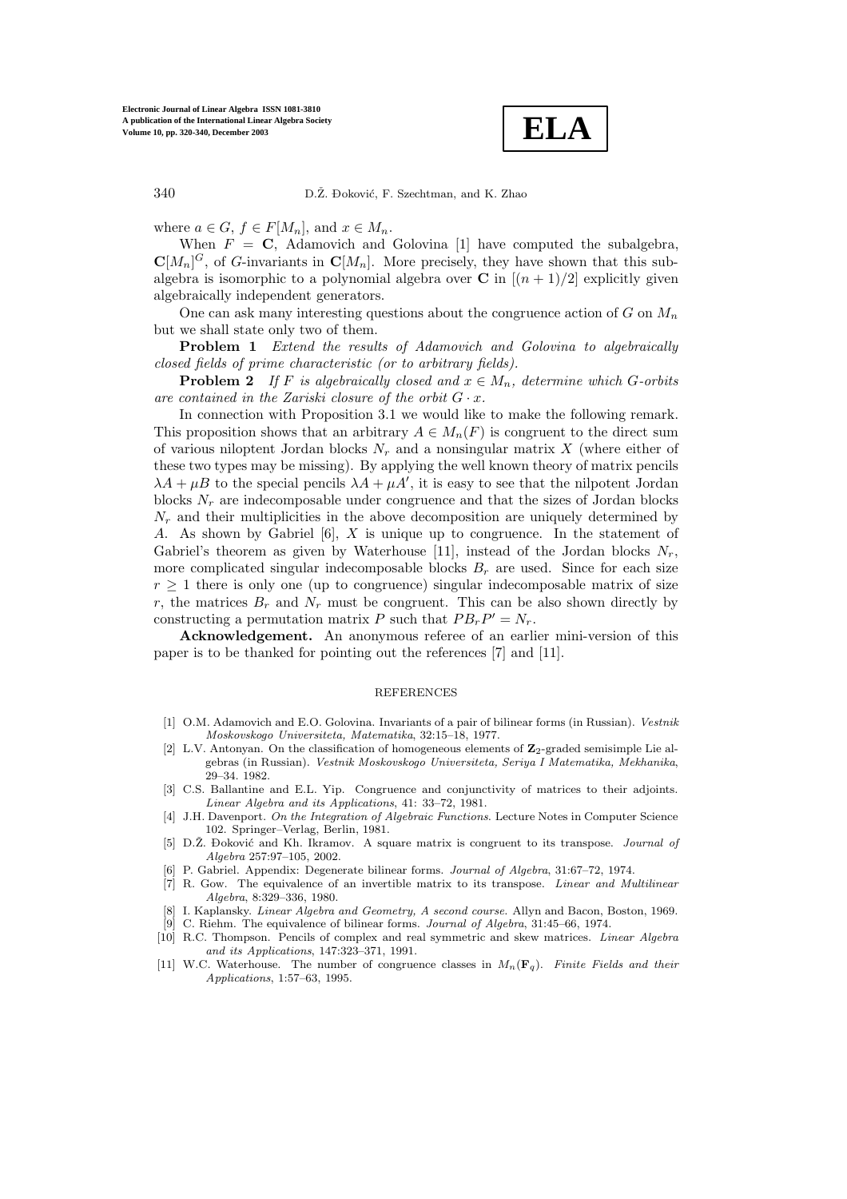where $a \in G$, $f \in F[M_n]$, and $x \in M_n$.

When $F = \mathbf{C}$, Adamovich and Golovina [1] have computed the subalgebra, $\mathbf{C}[M_n]^G$, of $G$-invariants in $\mathbf{C}[M_n]$. More precisely, they have shown that this subalgebra is isomorphic to a polynomial algebra over $\mathbf{C}$ in $[(n+1)/2]$ explicitly given algebraically independent generators.

One can ask many interesting questions about the congruence action of $G$ on $M_n$ but we shall state only two of them.

**Problem 1** *Extend the results of Adamovich and Golovina to algebraically closed fields of prime characteristic (or to arbitrary fields).*

**Problem 2** *If $F$ is algebraically closed and $x \in M_n$, determine which $G$-orbits are contained in the Zariski closure of the orbit $G \cdot x$.*

In connection with Proposition 3.1 we would like to make the following remark. This proposition shows that an arbitrary $A \in M_n(F)$ is congruent to the direct sum of various niloptent Jordan blocks $N_r$ and a nonsingular matrix $X$ (where either of these two types may be missing). By applying the well known theory of matrix pencils $\lambda A + \mu B$ to the special pencils $\lambda A + \mu A'$, it is easy to see that the nilpotent Jordan blocks $N_r$ are indecomposable under congruence and that the sizes of Jordan blocks $N_r$ and their multiplicities in the above decomposition are uniquely determined by $A$. As shown by Gabriel [6], $X$ is unique up to congruence. In the statement of Gabriel's theorem as given by Waterhouse [11], instead of the Jordan blocks $N_r$, more complicated singular indecomposable blocks $B_r$ are used. Since for each size $r \geq 1$ there is only one (up to congruence) singular indecomposable matrix of size $r$, the matrices $B_r$ and $N_r$ must be congruent. This can be also shown directly by constructing a permutation matrix $P$ such that $PB_rP' = N_r$.

**Acknowledgement.** An anonymous referee of an earlier mini-version of this paper is to be thanked for pointing out the references [7] and [11].

## REFERENCES

[1] O.M. Adamovich and E.O. Golovina. Invariants of a pair of bilinear forms (in Russian). *Vestnik Moskovskogo Universiteta, Matematika*, 32:15–18, 1977.

[2] L.V. Antonyan. On the classification of homogeneous elements of $\mathbf{Z}_2$-graded semisimple Lie algebras (in Russian). *Vestnik Moskovskogo Universiteta, Seriya I Matematika, Mekhanika*, 29–34. 1982.

[3] C.S. Ballantine and E.L. Yip. Congruence and conjunctivity of matrices to their adjoints. *Linear Algebra and its Applications*, 41: 33–72, 1981.

[4] J.H. Davenport. *On the Integration of Algebraic Functions*. Lecture Notes in Computer Science 102. Springer–Verlag, Berlin, 1981.

[5] D.Ž. Đoković and Kh. Ikramov. A square matrix is congruent to its transpose. *Journal of Algebra* 257:97–105, 2002.

[6] P. Gabriel. Appendix: Degenerate bilinear forms. *Journal of Algebra*, 31:67–72, 1974.

[7] R. Gow. The equivalence of an invertible matrix to its transpose. *Linear and Multilinear Algebra*, 8:329–336, 1980.

[8] I. Kaplansky. *Linear Algebra and Geometry, A second course.* Allyn and Bacon, Boston, 1969.

[9] C. Riehm. The equivalence of bilinear forms. *Journal of Algebra*, 31:45–66, 1974.

[10] R.C. Thompson. Pencils of complex and real symmetric and skew matrices. *Linear Algebra and its Applications*, 147:323–371, 1991.

[11] W.C. Waterhouse. The number of congruence classes in $M_n(\mathbf{F}_q)$. *Finite Fields and their Applications*, 1:57–63, 1995.